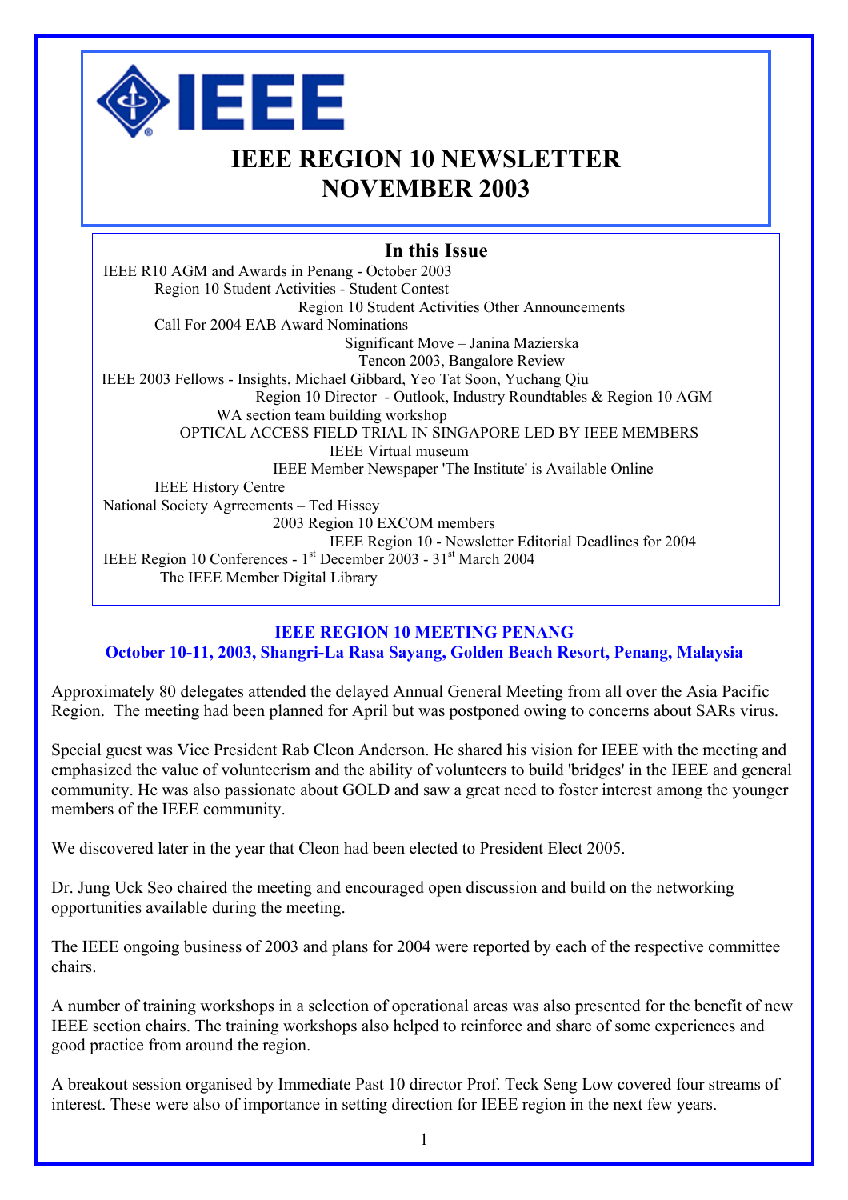# IEEE REGION 10 NEWSLETTER
# NOVEMBER 2003

## In this Issue

- IEEE R10 AGM and Awards in Penang - October 2003
- Region 10 Student Activities - Student Contest
- Region 10 Student Activities Other Announcements
- Call For 2004 EAB Award Nominations
- Significant Move – Janina Mazierska
- Tencon 2003, Bangalore Review
- IEEE 2003 Fellows - Insights, Michael Gibbard, Yeo Tat Soon, Yuchang Qiu
- Region 10 Director - Outlook, Industry Roundtables & Region 10 AGM
- WA section team building workshop
- OPTICAL ACCESS FIELD TRIAL IN SINGAPORE LED BY IEEE MEMBERS
- IEEE Virtual museum
- IEEE Member Newspaper 'The Institute' is Available Online
- IEEE History Centre
- National Society Agrreements – Ted Hissey
- 2003 Region 10 EXCOM members
- IEEE Region 10 - Newsletter Editorial Deadlines for 2004
- IEEE Region 10 Conferences - 1st December 2003 - 31st March 2004
- The IEEE Member Digital Library

## IEEE REGION 10 MEETING PENANG
### October 10-11, 2003, Shangri-La Rasa Sayang, Golden Beach Resort, Penang, Malaysia

Approximately 80 delegates attended the delayed Annual General Meeting from all over the Asia Pacific Region. The meeting had been planned for April but was postponed owing to concerns about SARs virus.

Special guest was Vice President Rab Cleon Anderson. He shared his vision for IEEE with the meeting and emphasized the value of volunteerism and the ability of volunteers to build 'bridges' in the IEEE and general community. He was also passionate about GOLD and saw a great need to foster interest among the younger members of the IEEE community.

We discovered later in the year that Cleon had been elected to President Elect 2005.

Dr. Jung Uck Seo chaired the meeting and encouraged open discussion and build on the networking opportunities available during the meeting.

The IEEE ongoing business of 2003 and plans for 2004 were reported by each of the respective committee chairs.

A number of training workshops in a selection of operational areas was also presented for the benefit of new IEEE section chairs. The training workshops also helped to reinforce and share of some experiences and good practice from around the region.

A breakout session organised by Immediate Past 10 director Prof. Teck Seng Low covered four streams of interest. These were also of importance in setting direction for IEEE region in the next few years.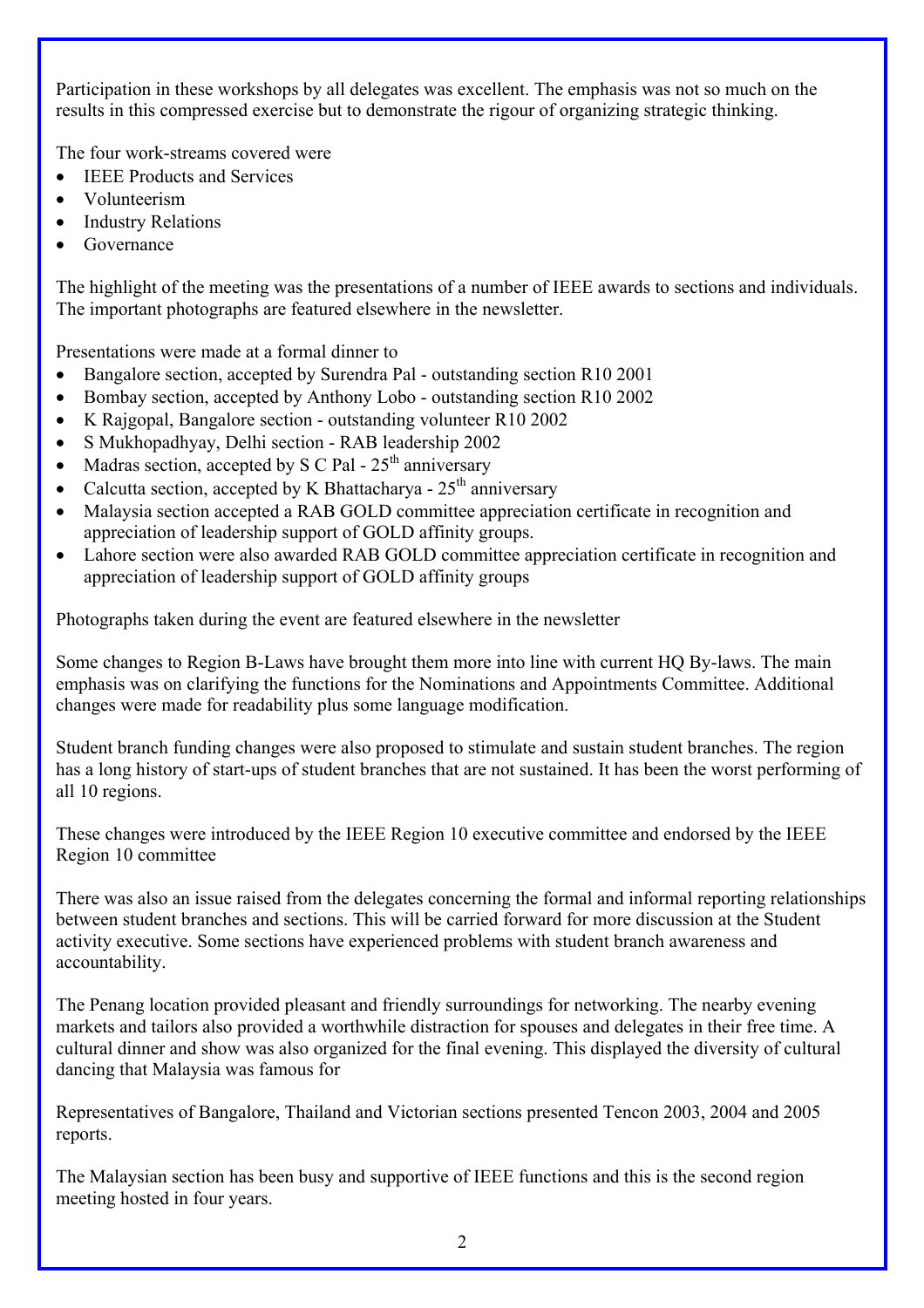Participation in these workshops by all delegates was excellent. The emphasis was not so much on the results in this compressed exercise but to demonstrate the rigour of organizing strategic thinking.

The four work-streams covered were

- IEEE Products and Services
- Volunteerism
- Industry Relations
- Governance

The highlight of the meeting was the presentations of a number of IEEE awards to sections and individuals. The important photographs are featured elsewhere in the newsletter.

Presentations were made at a formal dinner to

- Bangalore section, accepted by Surendra Pal - outstanding section R10 2001
- Bombay section, accepted by Anthony Lobo - outstanding section R10 2002
- K Rajgopal, Bangalore section - outstanding volunteer R10 2002
- S Mukhopadhyay, Delhi section - RAB leadership 2002
- Madras section, accepted by S C Pal - 25th anniversary
- Calcutta section, accepted by K Bhattacharya - 25th anniversary
- Malaysia section accepted a RAB GOLD committee appreciation certificate in recognition and appreciation of leadership support of GOLD affinity groups.
- Lahore section were also awarded RAB GOLD committee appreciation certificate in recognition and appreciation of leadership support of GOLD affinity groups

Photographs taken during the event are featured elsewhere in the newsletter

Some changes to Region B-Laws have brought them more into line with current HQ By-laws. The main emphasis was on clarifying the functions for the Nominations and Appointments Committee. Additional changes were made for readability plus some language modification.

Student branch funding changes were also proposed to stimulate and sustain student branches. The region has a long history of start-ups of student branches that are not sustained. It has been the worst performing of all 10 regions.

These changes were introduced by the IEEE Region 10 executive committee and endorsed by the IEEE Region 10 committee

There was also an issue raised from the delegates concerning the formal and informal reporting relationships between student branches and sections. This will be carried forward for more discussion at the Student activity executive. Some sections have experienced problems with student branch awareness and accountability.

The Penang location provided pleasant and friendly surroundings for networking. The nearby evening markets and tailors also provided a worthwhile distraction for spouses and delegates in their free time. A cultural dinner and show was also organized for the final evening. This displayed the diversity of cultural dancing that Malaysia was famous for

Representatives of Bangalore, Thailand and Victorian sections presented Tencon 2003, 2004 and 2005 reports.

The Malaysian section has been busy and supportive of IEEE functions and this is the second region meeting hosted in four years.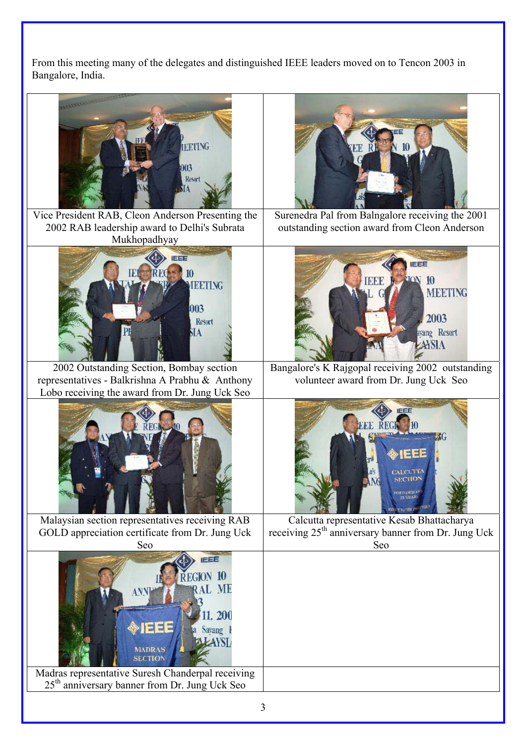From this meeting many of the delegates and distinguished IEEE leaders moved on to Tencon 2003 in Bangalore, India.

Vice President RAB, Cleon Anderson Presenting the 2002 RAB leadership award to Delhi's Subrata Mukhopadhyay

Surenedra Pal from Balngalore receiving the 2001 outstanding section award from Cleon Anderson

2002 Outstanding Section, Bombay section representatives - Balkrishna A Prabhu & Anthony Lobo receiving the award from Dr. Jung Uck Seo

Bangalore's K Rajgopal receiving 2002 outstanding volunteer award from Dr. Jung Uck Seo

Malaysian section representatives receiving RAB GOLD appreciation certificate from Dr. Jung Uck Seo

Calcutta representative Kesab Bhattacharya receiving 25th anniversary banner from Dr. Jung Uck Seo

Madras representative Suresh Chanderpal receiving 25th anniversary banner from Dr. Jung Uck Seo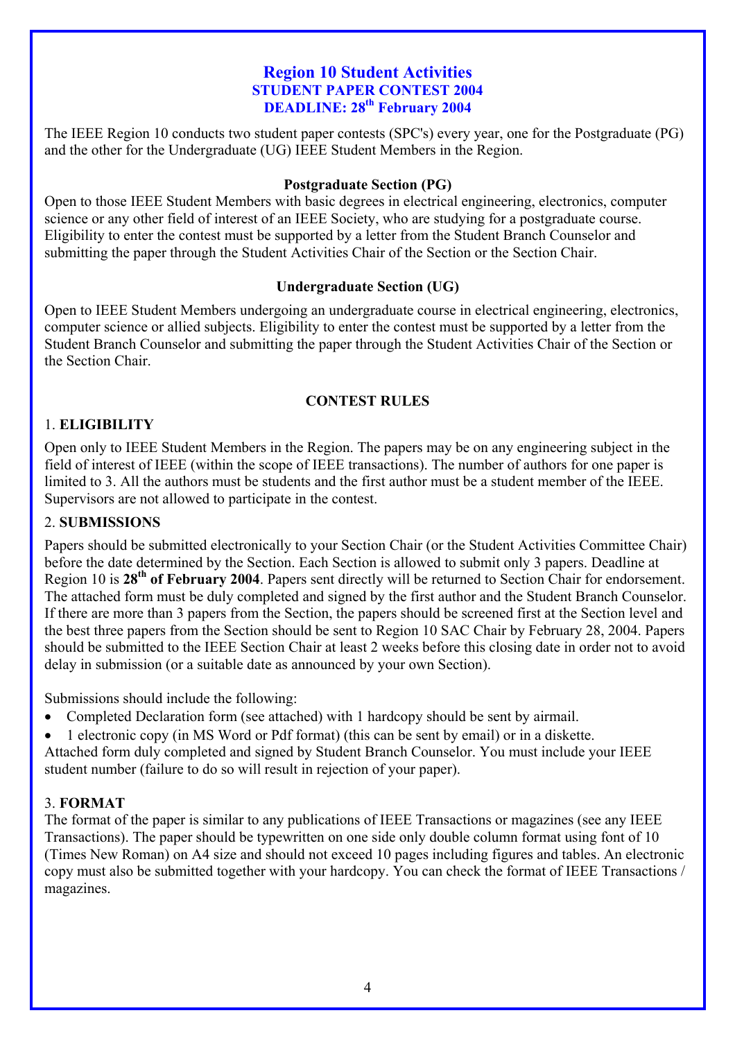# Region 10 Student Activities
## STUDENT PAPER CONTEST 2004
## DEADLINE: 28th February 2004

The IEEE Region 10 conducts two student paper contests (SPC's) every year, one for the Postgraduate (PG) and the other for the Undergraduate (UG) IEEE Student Members in the Region.

### Postgraduate Section (PG)

Open to those IEEE Student Members with basic degrees in electrical engineering, electronics, computer science or any other field of interest of an IEEE Society, who are studying for a postgraduate course. Eligibility to enter the contest must be supported by a letter from the Student Branch Counselor and submitting the paper through the Student Activities Chair of the Section or the Section Chair.

### Undergraduate Section (UG)

Open to IEEE Student Members undergoing an undergraduate course in electrical engineering, electronics, computer science or allied subjects. Eligibility to enter the contest must be supported by a letter from the Student Branch Counselor and submitting the paper through the Student Activities Chair of the Section or the Section Chair.

### CONTEST RULES

1. **ELIGIBILITY**

Open only to IEEE Student Members in the Region. The papers may be on any engineering subject in the field of interest of IEEE (within the scope of IEEE transactions). The number of authors for one paper is limited to 3. All the authors must be students and the first author must be a student member of the IEEE. Supervisors are not allowed to participate in the contest.

2. **SUBMISSIONS**

Papers should be submitted electronically to your Section Chair (or the Student Activities Committee Chair) before the date determined by the Section. Each Section is allowed to submit only 3 papers. Deadline at Region 10 is **28th of February 2004**. Papers sent directly will be returned to Section Chair for endorsement. The attached form must be duly completed and signed by the first author and the Student Branch Counselor. If there are more than 3 papers from the Section, the papers should be screened first at the Section level and the best three papers from the Section should be sent to Region 10 SAC Chair by February 28, 2004. Papers should be submitted to the IEEE Section Chair at least 2 weeks before this closing date in order not to avoid delay in submission (or a suitable date as announced by your own Section).

Submissions should include the following:

- Completed Declaration form (see attached) with 1 hardcopy should be sent by airmail.
- 1 electronic copy (in MS Word or Pdf format) (this can be sent by email) or in a diskette.

Attached form duly completed and signed by Student Branch Counselor. You must include your IEEE student number (failure to do so will result in rejection of your paper).

3. **FORMAT**

The format of the paper is similar to any publications of IEEE Transactions or magazines (see any IEEE Transactions). The paper should be typewritten on one side only double column format using font of 10 (Times New Roman) on A4 size and should not exceed 10 pages including figures and tables. An electronic copy must also be submitted together with your hardcopy. You can check the format of IEEE Transactions / magazines.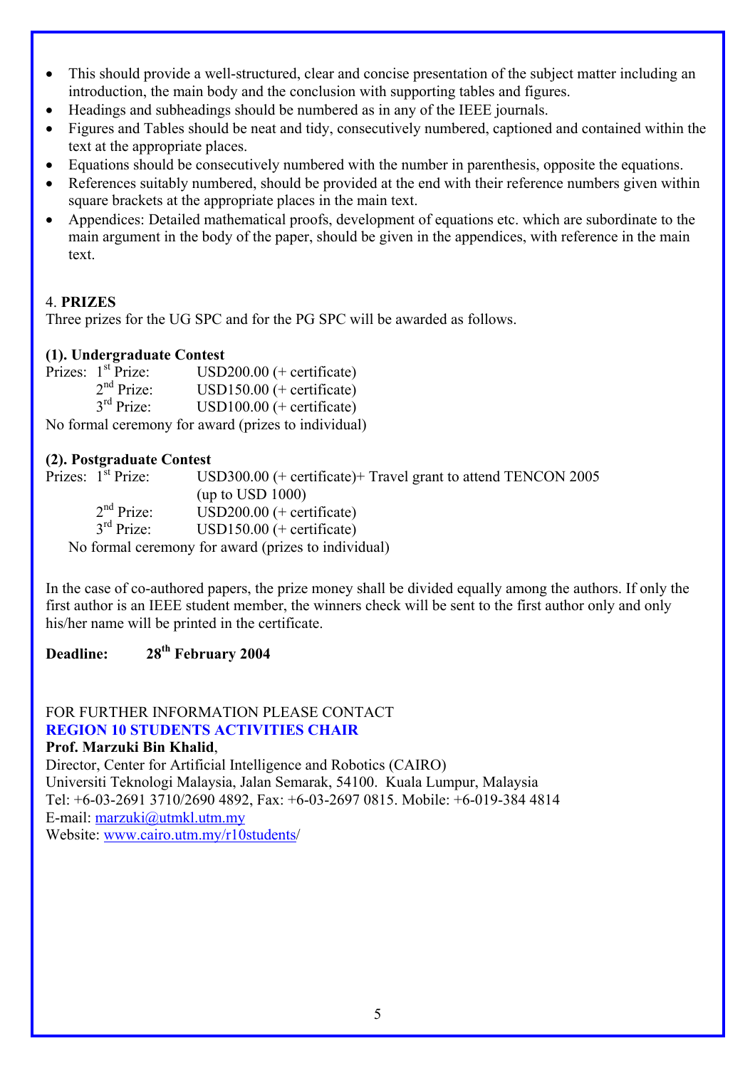- This should provide a well-structured, clear and concise presentation of the subject matter including an introduction, the main body and the conclusion with supporting tables and figures.
- Headings and subheadings should be numbered as in any of the IEEE journals.
- Figures and Tables should be neat and tidy, consecutively numbered, captioned and contained within the text at the appropriate places.
- Equations should be consecutively numbered with the number in parenthesis, opposite the equations.
- References suitably numbered, should be provided at the end with their reference numbers given within square brackets at the appropriate places in the main text.
- Appendices: Detailed mathematical proofs, development of equations etc. which are subordinate to the main argument in the body of the paper, should be given in the appendices, with reference in the main text.

## 4. **PRIZES**

Three prizes for the UG SPC and for the PG SPC will be awarded as follows.

**(1). Undergraduate Contest**

Prizes:
- 1st Prize: USD200.00 (+ certificate)
- 2nd Prize: USD150.00 (+ certificate)
- 3rd Prize: USD100.00 (+ certificate)

No formal ceremony for award (prizes to individual)

**(2). Postgraduate Contest**

Prizes:
- 1st Prize: USD300.00 (+ certificate)+ Travel grant to attend TENCON 2005 (up to USD 1000)
- 2nd Prize: USD200.00 (+ certificate)
- 3rd Prize: USD150.00 (+ certificate)

No formal ceremony for award (prizes to individual)

In the case of co-authored papers, the prize money shall be divided equally among the authors. If only the first author is an IEEE student member, the winners check will be sent to the first author only and only his/her name will be printed in the certificate.

**Deadline: 28th February 2004**

FOR FURTHER INFORMATION PLEASE CONTACT

**REGION 10 STUDENTS ACTIVITIES CHAIR**

**Prof. Marzuki Bin Khalid**,
Director, Center for Artificial Intelligence and Robotics (CAIRO)
Universiti Teknologi Malaysia, Jalan Semarak, 54100. Kuala Lumpur, Malaysia
Tel: +6-03-2691 3710/2690 4892, Fax: +6-03-2697 0815. Mobile: +6-019-384 4814
E-mail: marzuki@utmkl.utm.my
Website: www.cairo.utm.my/r10students/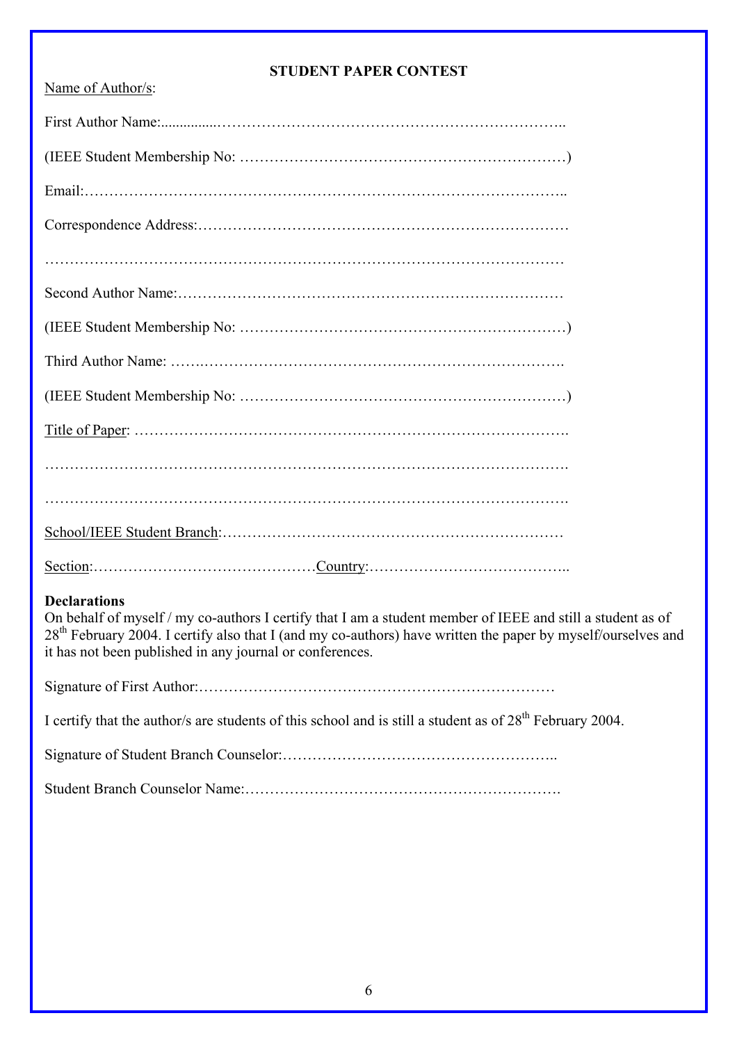**STUDENT PAPER CONTEST**

Name of Author/s:

First Author Name:...............………………………………………………………………..

(IEEE Student Membership No: …………………………………………………………)

Email:…………………………………………………………………………………..

Correspondence Address:…………………………………………………………………

……………………………………………………………………………………………

Second Author Name:……………………………………………………………………

(IEEE Student Membership No: …………………………………………………………)

Third Author Name: …….……………………………………………………………….

(IEEE Student Membership No: …………………………………………………………)

Title of Paper: ……………………………………………………………………………

……………………………………………………………………………………………

……………………………………………………………………………………………

School/IEEE Student Branch:……………………………………………………………

Section:………………………………………Country:…………………………………..

**Declarations**

On behalf of myself / my co-authors I certify that I am a student member of IEEE and still a student as of 28th February 2004. I certify also that I (and my co-authors) have written the paper by myself/ourselves and it has not been published in any journal or conferences.

Signature of First Author:………………………………………………………………

I certify that the author/s are students of this school and is still a student as of 28th February 2004.

Signature of Student Branch Counselor:………………………………………………..

Student Branch Counselor Name:……………………………………………………….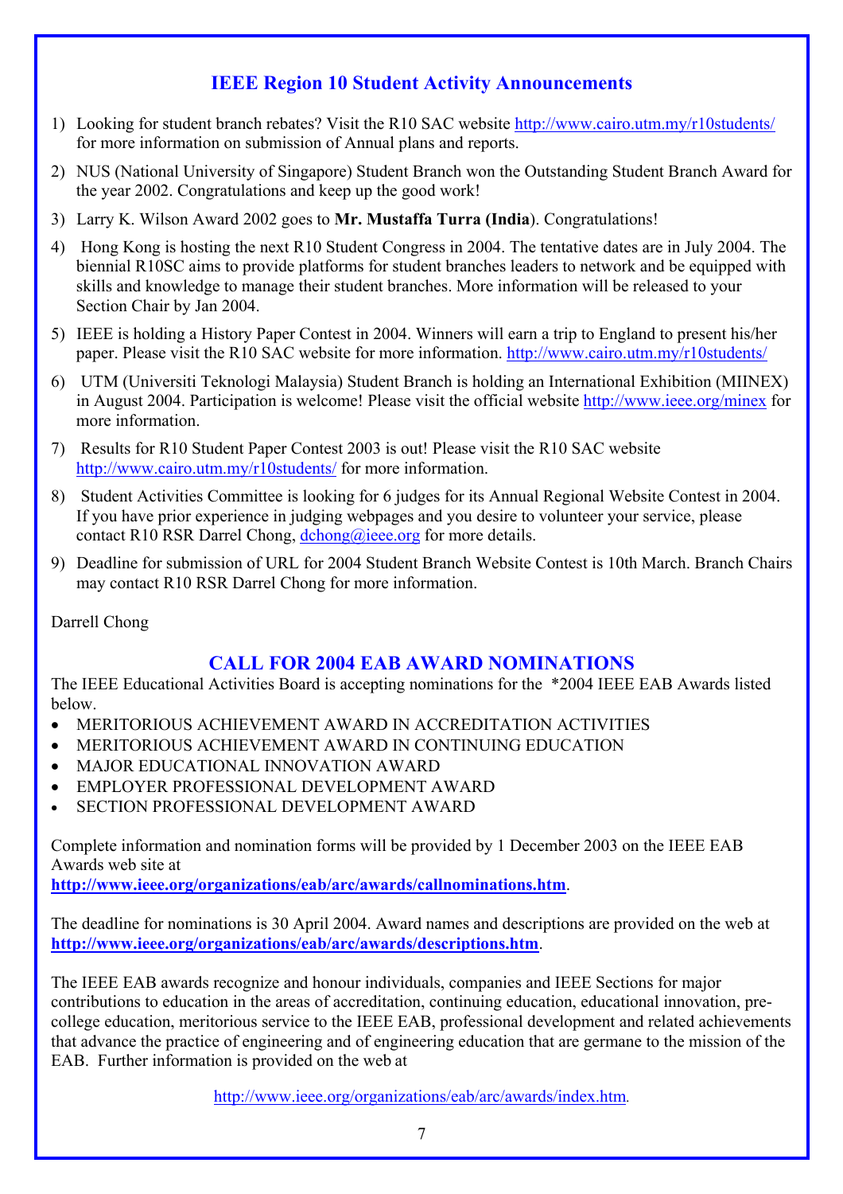## IEEE Region 10 Student Activity Announcements

1) Looking for student branch rebates? Visit the R10 SAC website http://www.cairo.utm.my/r10students/ for more information on submission of Annual plans and reports.
2) NUS (National University of Singapore) Student Branch won the Outstanding Student Branch Award for the year 2002. Congratulations and keep up the good work!
3) Larry K. Wilson Award 2002 goes to **Mr. Mustaffa Turra (India**). Congratulations!
4) Hong Kong is hosting the next R10 Student Congress in 2004. The tentative dates are in July 2004. The biennial R10SC aims to provide platforms for student branches leaders to network and be equipped with skills and knowledge to manage their student branches. More information will be released to your Section Chair by Jan 2004.
5) IEEE is holding a History Paper Contest in 2004. Winners will earn a trip to England to present his/her paper. Please visit the R10 SAC website for more information. http://www.cairo.utm.my/r10students/
6) UTM (Universiti Teknologi Malaysia) Student Branch is holding an International Exhibition (MIINEX) in August 2004. Participation is welcome! Please visit the official website http://www.ieee.org/minex for more information.
7) Results for R10 Student Paper Contest 2003 is out! Please visit the R10 SAC website http://www.cairo.utm.my/r10students/ for more information.
8) Student Activities Committee is looking for 6 judges for its Annual Regional Website Contest in 2004. If you have prior experience in judging webpages and you desire to volunteer your service, please contact R10 RSR Darrel Chong, dchong@ieee.org for more details.
9) Deadline for submission of URL for 2004 Student Branch Website Contest is 10th March. Branch Chairs may contact R10 RSR Darrel Chong for more information.

Darrell Chong

## CALL FOR 2004 EAB AWARD NOMINATIONS

The IEEE Educational Activities Board is accepting nominations for the *2004 IEEE EAB Awards listed below.

- MERITORIOUS ACHIEVEMENT AWARD IN ACCREDITATION ACTIVITIES
- MERITORIOUS ACHIEVEMENT AWARD IN CONTINUING EDUCATION
- MAJOR EDUCATIONAL INNOVATION AWARD
- EMPLOYER PROFESSIONAL DEVELOPMENT AWARD
- SECTION PROFESSIONAL DEVELOPMENT AWARD

Complete information and nomination forms will be provided by 1 December 2003 on the IEEE EAB Awards web site at
**http://www.ieee.org/organizations/eab/arc/awards/callnominations.htm**.

The deadline for nominations is 30 April 2004. Award names and descriptions are provided on the web at **http://www.ieee.org/organizations/eab/arc/awards/descriptions.htm**.

The IEEE EAB awards recognize and honour individuals, companies and IEEE Sections for major contributions to education in the areas of accreditation, continuing education, educational innovation, pre-college education, meritorious service to the IEEE EAB, professional development and related achievements that advance the practice of engineering and of engineering education that are germane to the mission of the EAB. Further information is provided on the web at

http://www.ieee.org/organizations/eab/arc/awards/index.htm.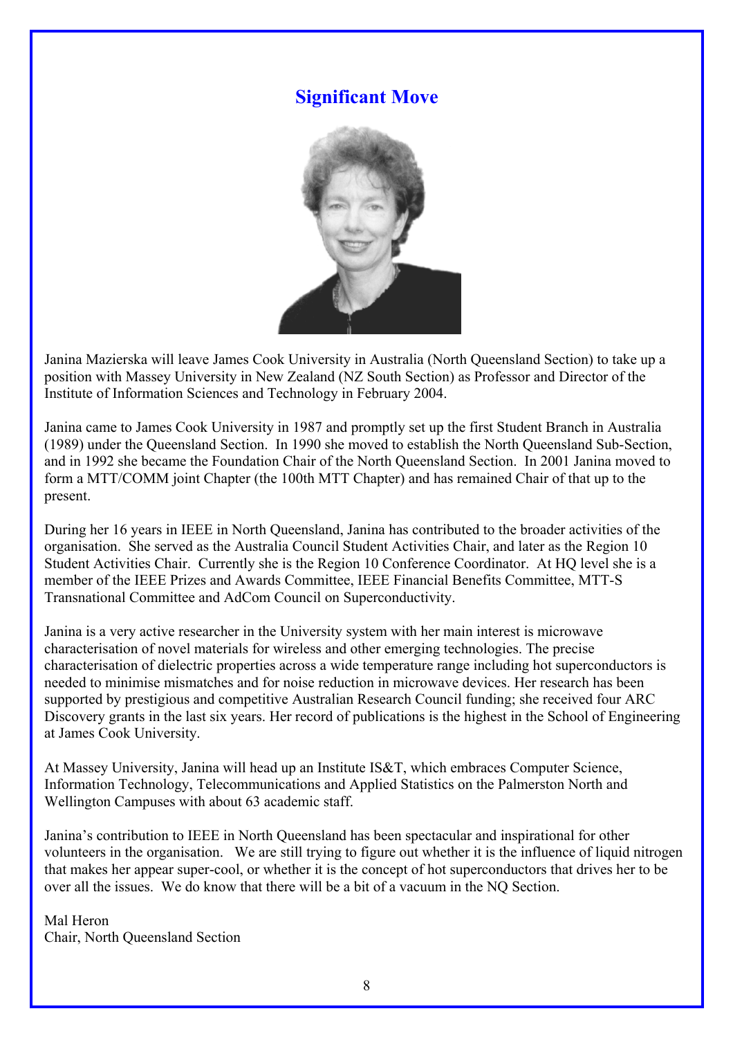## Significant Move

Janina Mazierska will leave James Cook University in Australia (North Queensland Section) to take up a position with Massey University in New Zealand (NZ South Section) as Professor and Director of the Institute of Information Sciences and Technology in February 2004.

Janina came to James Cook University in 1987 and promptly set up the first Student Branch in Australia (1989) under the Queensland Section. In 1990 she moved to establish the North Queensland Sub-Section, and in 1992 she became the Foundation Chair of the North Queensland Section. In 2001 Janina moved to form a MTT/COMM joint Chapter (the 100th MTT Chapter) and has remained Chair of that up to the present.

During her 16 years in IEEE in North Queensland, Janina has contributed to the broader activities of the organisation. She served as the Australia Council Student Activities Chair, and later as the Region 10 Student Activities Chair. Currently she is the Region 10 Conference Coordinator. At HQ level she is a member of the IEEE Prizes and Awards Committee, IEEE Financial Benefits Committee, MTT-S Transnational Committee and AdCom Council on Superconductivity.

Janina is a very active researcher in the University system with her main interest is microwave characterisation of novel materials for wireless and other emerging technologies. The precise characterisation of dielectric properties across a wide temperature range including hot superconductors is needed to minimise mismatches and for noise reduction in microwave devices. Her research has been supported by prestigious and competitive Australian Research Council funding; she received four ARC Discovery grants in the last six years. Her record of publications is the highest in the School of Engineering at James Cook University.

At Massey University, Janina will head up an Institute IS&T, which embraces Computer Science, Information Technology, Telecommunications and Applied Statistics on the Palmerston North and Wellington Campuses with about 63 academic staff.

Janina's contribution to IEEE in North Queensland has been spectacular and inspirational for other volunteers in the organisation. We are still trying to figure out whether it is the influence of liquid nitrogen that makes her appear super-cool, or whether it is the concept of hot superconductors that drives her to be over all the issues. We do know that there will be a bit of a vacuum in the NQ Section.

Mal Heron
Chair, North Queensland Section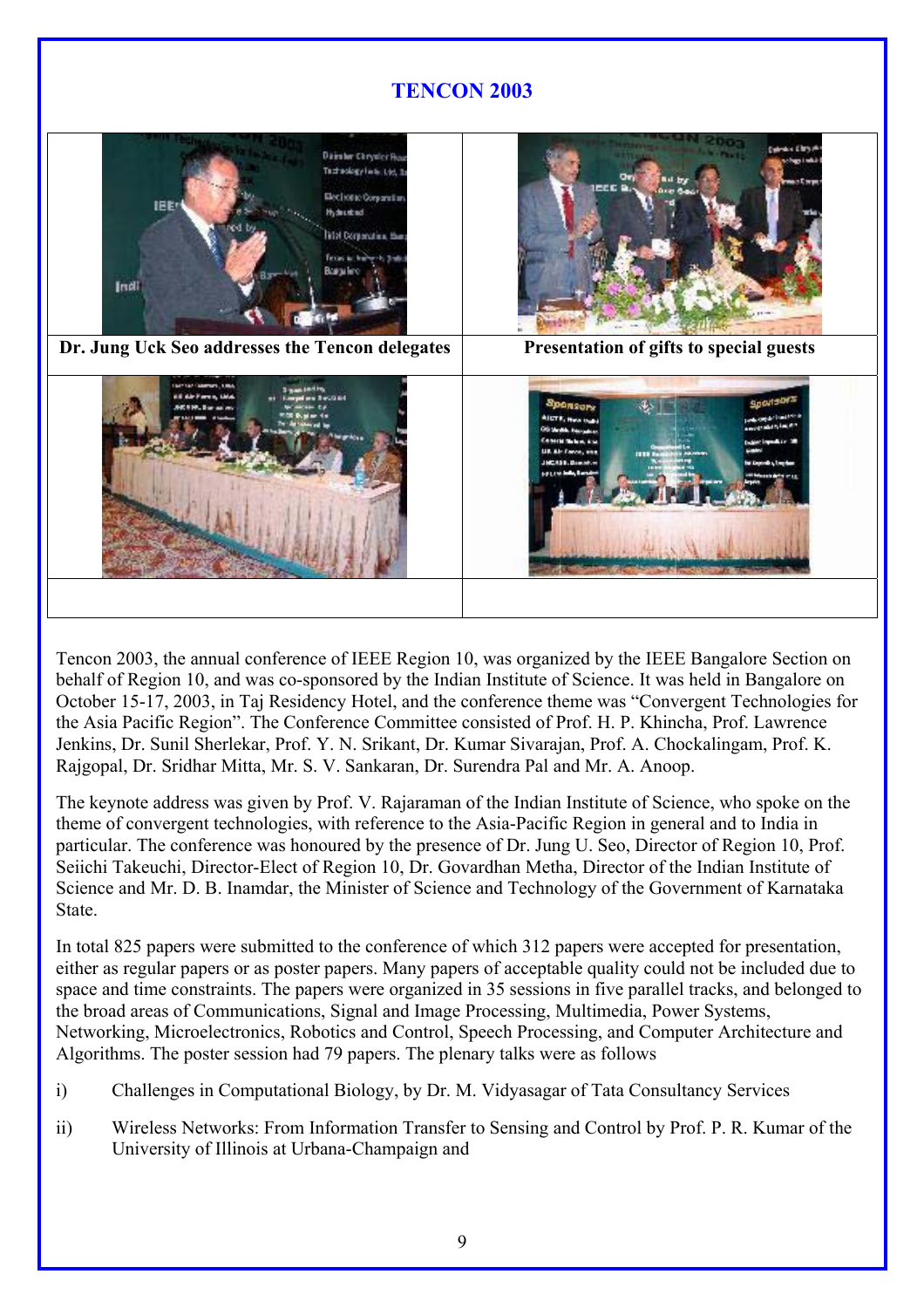# TENCON 2003

| Dr. Jung Uck Seo addresses the Tencon delegates | Presentation of gifts to special guests |
|---|---|
| | |

Tencon 2003, the annual conference of IEEE Region 10, was organized by the IEEE Bangalore Section on behalf of Region 10, and was co-sponsored by the Indian Institute of Science. It was held in Bangalore on October 15-17, 2003, in Taj Residency Hotel, and the conference theme was "Convergent Technologies for the Asia Pacific Region". The Conference Committee consisted of Prof. H. P. Khincha, Prof. Lawrence Jenkins, Dr. Sunil Sherlekar, Prof. Y. N. Srikant, Dr. Kumar Sivarajan, Prof. A. Chockalingam, Prof. K. Rajgopal, Dr. Sridhar Mitta, Mr. S. V. Sankaran, Dr. Surendra Pal and Mr. A. Anoop.

The keynote address was given by Prof. V. Rajaraman of the Indian Institute of Science, who spoke on the theme of convergent technologies, with reference to the Asia-Pacific Region in general and to India in particular. The conference was honoured by the presence of Dr. Jung U. Seo, Director of Region 10, Prof. Seiichi Takeuchi, Director-Elect of Region 10, Dr. Govardhan Metha, Director of the Indian Institute of Science and Mr. D. B. Inamdar, the Minister of Science and Technology of the Government of Karnataka State.

In total 825 papers were submitted to the conference of which 312 papers were accepted for presentation, either as regular papers or as poster papers. Many papers of acceptable quality could not be included due to space and time constraints. The papers were organized in 35 sessions in five parallel tracks, and belonged to the broad areas of Communications, Signal and Image Processing, Multimedia, Power Systems, Networking, Microelectronics, Robotics and Control, Speech Processing, and Computer Architecture and Algorithms. The poster session had 79 papers. The plenary talks were as follows

i) Challenges in Computational Biology, by Dr. M. Vidyasagar of Tata Consultancy Services

ii) Wireless Networks: From Information Transfer to Sensing and Control by Prof. P. R. Kumar of the University of Illinois at Urbana-Champaign and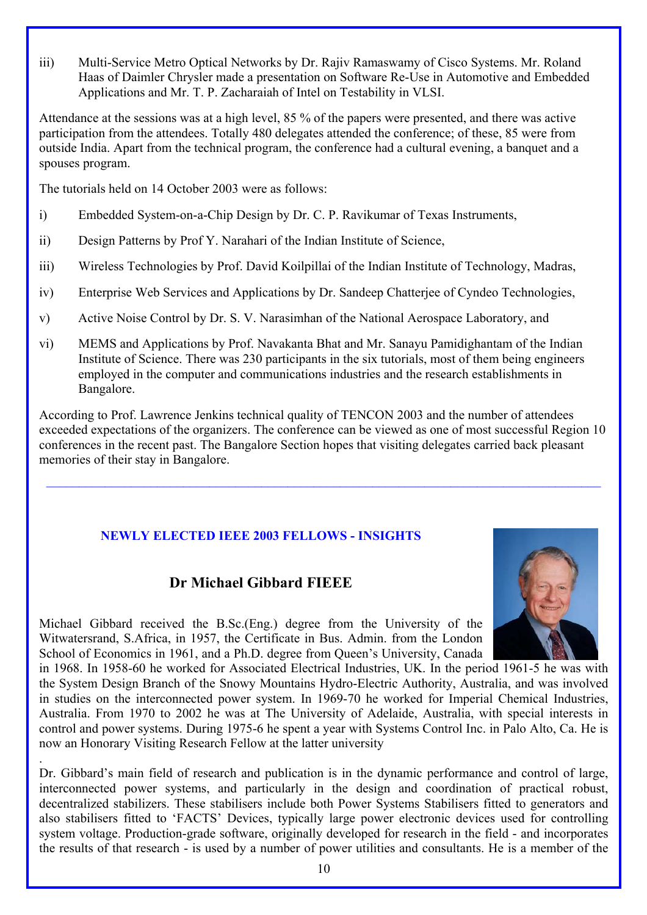iii) Multi-Service Metro Optical Networks by Dr. Rajiv Ramaswamy of Cisco Systems. Mr. Roland Haas of Daimler Chrysler made a presentation on Software Re-Use in Automotive and Embedded Applications and Mr. T. P. Zacharaiah of Intel on Testability in VLSI.

Attendance at the sessions was at a high level, 85 % of the papers were presented, and there was active participation from the attendees. Totally 480 delegates attended the conference; of these, 85 were from outside India. Apart from the technical program, the conference had a cultural evening, a banquet and a spouses program.

The tutorials held on 14 October 2003 were as follows:

i) Embedded System-on-a-Chip Design by Dr. C. P. Ravikumar of Texas Instruments,

ii) Design Patterns by Prof Y. Narahari of the Indian Institute of Science,

iii) Wireless Technologies by Prof. David Koilpillai of the Indian Institute of Technology, Madras,

iv) Enterprise Web Services and Applications by Dr. Sandeep Chatterjee of Cyndeo Technologies,

v) Active Noise Control by Dr. S. V. Narasimhan of the National Aerospace Laboratory, and

vi) MEMS and Applications by Prof. Navakanta Bhat and Mr. Sanayu Pamidighantam of the Indian Institute of Science. There was 230 participants in the six tutorials, most of them being engineers employed in the computer and communications industries and the research establishments in Bangalore.

According to Prof. Lawrence Jenkins technical quality of TENCON 2003 and the number of attendees exceeded expectations of the organizers. The conference can be viewed as one of most successful Region 10 conferences in the recent past. The Bangalore Section hopes that visiting delegates carried back pleasant memories of their stay in Bangalore.

---

## NEWLY ELECTED IEEE 2003 FELLOWS - INSIGHTS

### Dr Michael Gibbard FIEEE

Michael Gibbard received the B.Sc.(Eng.) degree from the University of the Witwatersrand, S.Africa, in 1957, the Certificate in Bus. Admin. from the London School of Economics in 1961, and a Ph.D. degree from Queen's University, Canada in 1968. In 1958-60 he worked for Associated Electrical Industries, UK. In the period 1961-5 he was with the System Design Branch of the Snowy Mountains Hydro-Electric Authority, Australia, and was involved in studies on the interconnected power system. In 1969-70 he worked for Imperial Chemical Industries, Australia. From 1970 to 2002 he was at The University of Adelaide, Australia, with special interests in control and power systems. During 1975-6 he spent a year with Systems Control Inc. in Palo Alto, Ca. He is now an Honorary Visiting Research Fellow at the latter university

.
Dr. Gibbard's main field of research and publication is in the dynamic performance and control of large, interconnected power systems, and particularly in the design and coordination of practical robust, decentralized stabilizers. These stabilisers include both Power Systems Stabilisers fitted to generators and also stabilisers fitted to 'FACTS' Devices, typically large power electronic devices used for controlling system voltage. Production-grade software, originally developed for research in the field - and incorporates the results of that research - is used by a number of power utilities and consultants. He is a member of the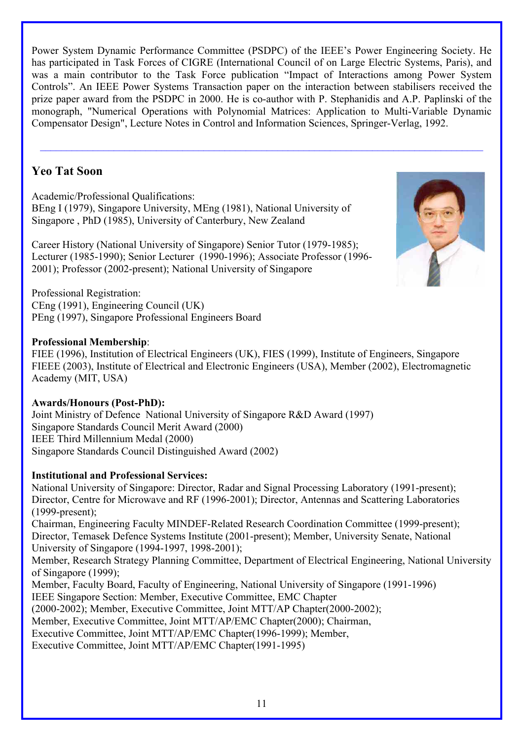Power System Dynamic Performance Committee (PSDPC) of the IEEE's Power Engineering Society. He has participated in Task Forces of CIGRE (International Council of on Large Electric Systems, Paris), and was a main contributor to the Task Force publication "Impact of Interactions among Power System Controls". An IEEE Power Systems Transaction paper on the interaction between stabilisers received the prize paper award from the PSDPC in 2000. He is co-author with P. Stephanidis and A.P. Paplinski of the monograph, "Numerical Operations with Polynomial Matrices: Application to Multi-Variable Dynamic Compensator Design", Lecture Notes in Control and Information Sciences, Springer-Verlag, 1992.

---

## Yeo Tat Soon

Academic/Professional Qualifications:
BEng I (1979), Singapore University, MEng (1981), National University of Singapore , PhD (1985), University of Canterbury, New Zealand

Career History (National University of Singapore) Senior Tutor (1979-1985); Lecturer (1985-1990); Senior Lecturer (1990-1996); Associate Professor (1996-2001); Professor (2002-present); National University of Singapore

Professional Registration:
CEng (1991), Engineering Council (UK)
PEng (1997), Singapore Professional Engineers Board

**Professional Membership**:
FIEE (1996), Institution of Electrical Engineers (UK), FIES (1999), Institute of Engineers, Singapore
FIEEE (2003), Institute of Electrical and Electronic Engineers (USA), Member (2002), Electromagnetic Academy (MIT, USA)

**Awards/Honours (Post-PhD):**
Joint Ministry of Defence National University of Singapore R&D Award (1997)
Singapore Standards Council Merit Award (2000)
IEEE Third Millennium Medal (2000)
Singapore Standards Council Distinguished Award (2002)

**Institutional and Professional Services:**
National University of Singapore: Director, Radar and Signal Processing Laboratory (1991-present); Director, Centre for Microwave and RF (1996-2001); Director, Antennas and Scattering Laboratories (1999-present);
Chairman, Engineering Faculty MINDEF-Related Research Coordination Committee (1999-present); Director, Temasek Defence Systems Institute (2001-present); Member, University Senate, National University of Singapore (1994-1997, 1998-2001);
Member, Research Strategy Planning Committee, Department of Electrical Engineering, National University of Singapore (1999);
Member, Faculty Board, Faculty of Engineering, National University of Singapore (1991-1996)
IEEE Singapore Section: Member, Executive Committee, EMC Chapter
(2000-2002); Member, Executive Committee, Joint MTT/AP Chapter(2000-2002);
Member, Executive Committee, Joint MTT/AP/EMC Chapter(2000); Chairman,
Executive Committee, Joint MTT/AP/EMC Chapter(1996-1999); Member,
Executive Committee, Joint MTT/AP/EMC Chapter(1991-1995)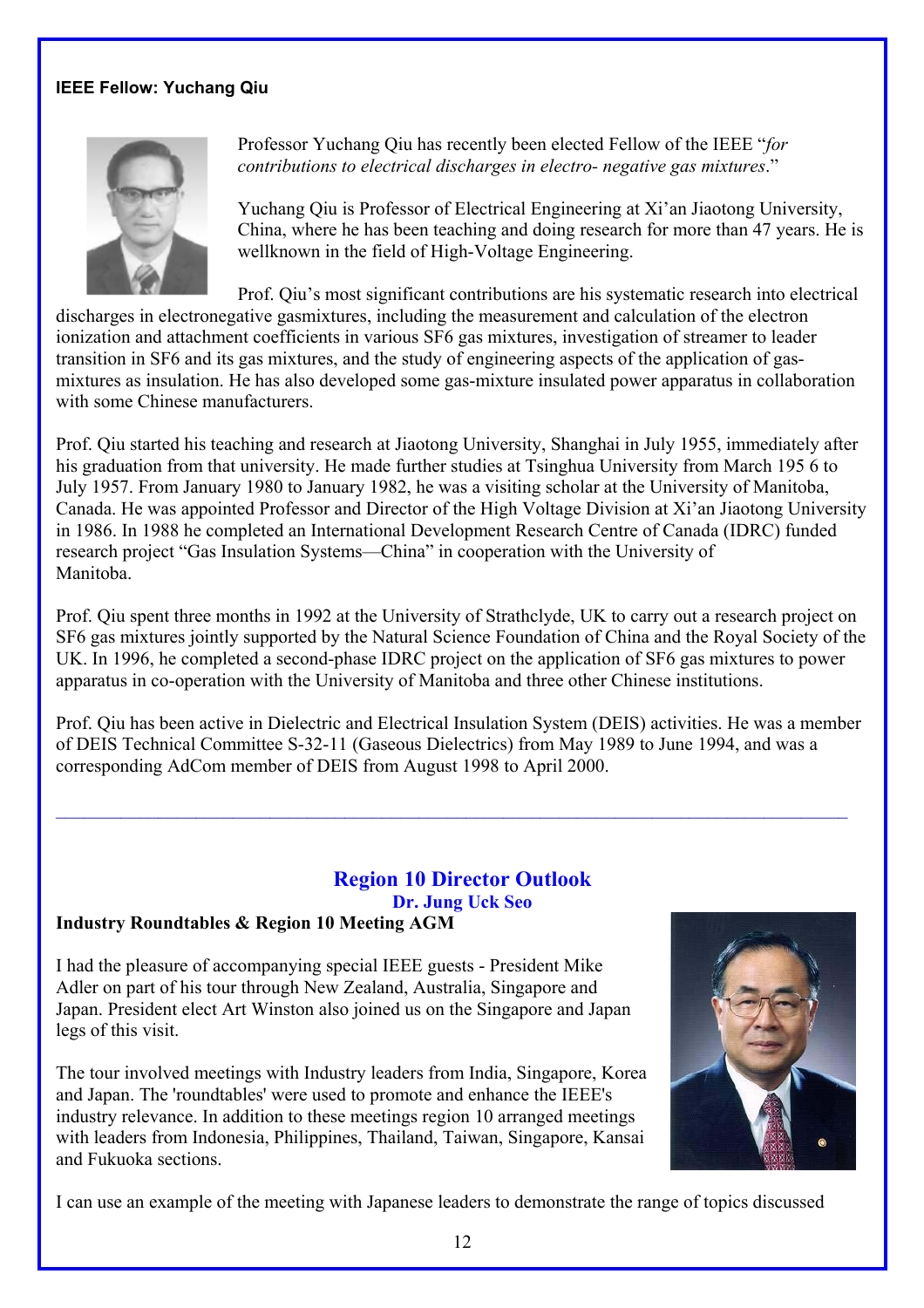**IEEE Fellow: Yuchang Qiu**

Professor Yuchang Qiu has recently been elected Fellow of the IEEE "*for contributions to electrical discharges in electro- negative gas mixtures*."

Yuchang Qiu is Professor of Electrical Engineering at Xi'an Jiaotong University, China, where he has been teaching and doing research for more than 47 years. He is wellknown in the field of High-Voltage Engineering.

Prof. Qiu's most significant contributions are his systematic research into electrical discharges in electronegative gasmixtures, including the measurement and calculation of the electron ionization and attachment coefficients in various SF6 gas mixtures, investigation of streamer to leader transition in SF6 and its gas mixtures, and the study of engineering aspects of the application of gas-mixtures as insulation. He has also developed some gas-mixture insulated power apparatus in collaboration with some Chinese manufacturers.

Prof. Qiu started his teaching and research at Jiaotong University, Shanghai in July 1955, immediately after his graduation from that university. He made further studies at Tsinghua University from March 195 6 to July 1957. From January 1980 to January 1982, he was a visiting scholar at the University of Manitoba, Canada. He was appointed Professor and Director of the High Voltage Division at Xi'an Jiaotong University in 1986. In 1988 he completed an International Development Research Centre of Canada (IDRC) funded research project "Gas Insulation Systems—China" in cooperation with the University of Manitoba.

Prof. Qiu spent three months in 1992 at the University of Strathclyde, UK to carry out a research project on SF6 gas mixtures jointly supported by the Natural Science Foundation of China and the Royal Society of the UK. In 1996, he completed a second-phase IDRC project on the application of SF6 gas mixtures to power apparatus in co-operation with the University of Manitoba and three other Chinese institutions.

Prof. Qiu has been active in Dielectric and Electrical Insulation System (DEIS) activities. He was a member of DEIS Technical Committee S-32-11 (Gaseous Dielectrics) from May 1989 to June 1994, and was a corresponding AdCom member of DEIS from August 1998 to April 2000.

---

## Region 10 Director Outlook

### Dr. Jung Uck Seo

**Industry Roundtables & Region 10 Meeting AGM**

I had the pleasure of accompanying special IEEE guests - President Mike Adler on part of his tour through New Zealand, Australia, Singapore and Japan. President elect Art Winston also joined us on the Singapore and Japan legs of this visit.

The tour involved meetings with Industry leaders from India, Singapore, Korea and Japan. The 'roundtables' were used to promote and enhance the IEEE's industry relevance. In addition to these meetings region 10 arranged meetings with leaders from Indonesia, Philippines, Thailand, Taiwan, Singapore, Kansai and Fukuoka sections.

I can use an example of the meeting with Japanese leaders to demonstrate the range of topics discussed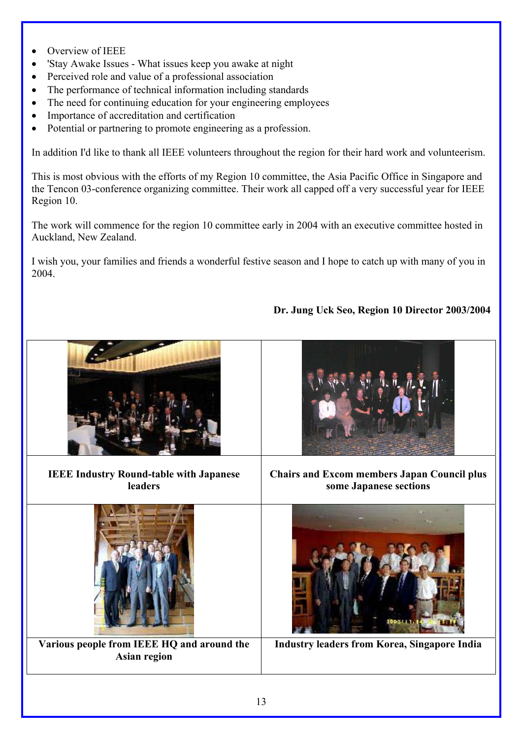- Overview of IEEE
- 'Stay Awake Issues - What issues keep you awake at night
- Perceived role and value of a professional association
- The performance of technical information including standards
- The need for continuing education for your engineering employees
- Importance of accreditation and certification
- Potential or partnering to promote engineering as a profession.

In addition I'd like to thank all IEEE volunteers throughout the region for their hard work and volunteerism.

This is most obvious with the efforts of my Region 10 committee, the Asia Pacific Office in Singapore and the Tencon 03-conference organizing committee. Their work all capped off a very successful year for IEEE Region 10.

The work will commence for the region 10 committee early in 2004 with an executive committee hosted in Auckland, New Zealand.

I wish you, your families and friends a wonderful festive season and I hope to catch up with many of you in 2004.

**Dr. Jung Uck Seo, Region 10 Director 2003/2004**

| | |
|---|---|
| **IEEE Industry Round-table with Japanese leaders** | **Chairs and Excom members Japan Council plus some Japanese sections** |
| **Various people from IEEE HQ and around the Asian region** | **Industry leaders from Korea, Singapore India** |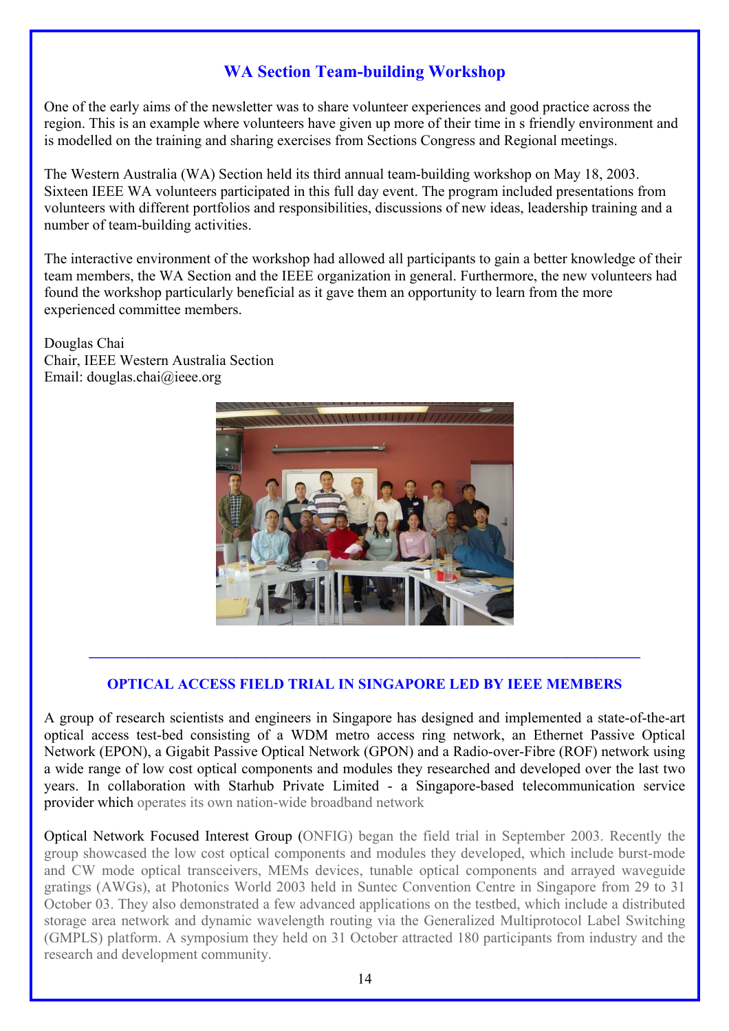## WA Section Team-building Workshop

One of the early aims of the newsletter was to share volunteer experiences and good practice across the region. This is an example where volunteers have given up more of their time in s friendly environment and is modelled on the training and sharing exercises from Sections Congress and Regional meetings.

The Western Australia (WA) Section held its third annual team-building workshop on May 18, 2003. Sixteen IEEE WA volunteers participated in this full day event. The program included presentations from volunteers with different portfolios and responsibilities, discussions of new ideas, leadership training and a number of team-building activities.

The interactive environment of the workshop had allowed all participants to gain a better knowledge of their team members, the WA Section and the IEEE organization in general. Furthermore, the new volunteers had found the workshop particularly beneficial as it gave them an opportunity to learn from the more experienced committee members.

Douglas Chai
Chair, IEEE Western Australia Section
Email: douglas.chai@ieee.org

---

## OPTICAL ACCESS FIELD TRIAL IN SINGAPORE LED BY IEEE MEMBERS

A group of research scientists and engineers in Singapore has designed and implemented a state-of-the-art optical access test-bed consisting of a WDM metro access ring network, an Ethernet Passive Optical Network (EPON), a Gigabit Passive Optical Network (GPON) and a Radio-over-Fibre (ROF) network using a wide range of low cost optical components and modules they researched and developed over the last two years. In collaboration with Starhub Private Limited - a Singapore-based telecommunication service provider which operates its own nation-wide broadband network

Optical Network Focused Interest Group (ONFIG) began the field trial in September 2003. Recently the group showcased the low cost optical components and modules they developed, which include burst-mode and CW mode optical transceivers, MEMs devices, tunable optical components and arrayed waveguide gratings (AWGs), at Photonics World 2003 held in Suntec Convention Centre in Singapore from 29 to 31 October 03. They also demonstrated a few advanced applications on the testbed, which include a distributed storage area network and dynamic wavelength routing via the Generalized Multiprotocol Label Switching (GMPLS) platform. A symposium they held on 31 October attracted 180 participants from industry and the research and development community.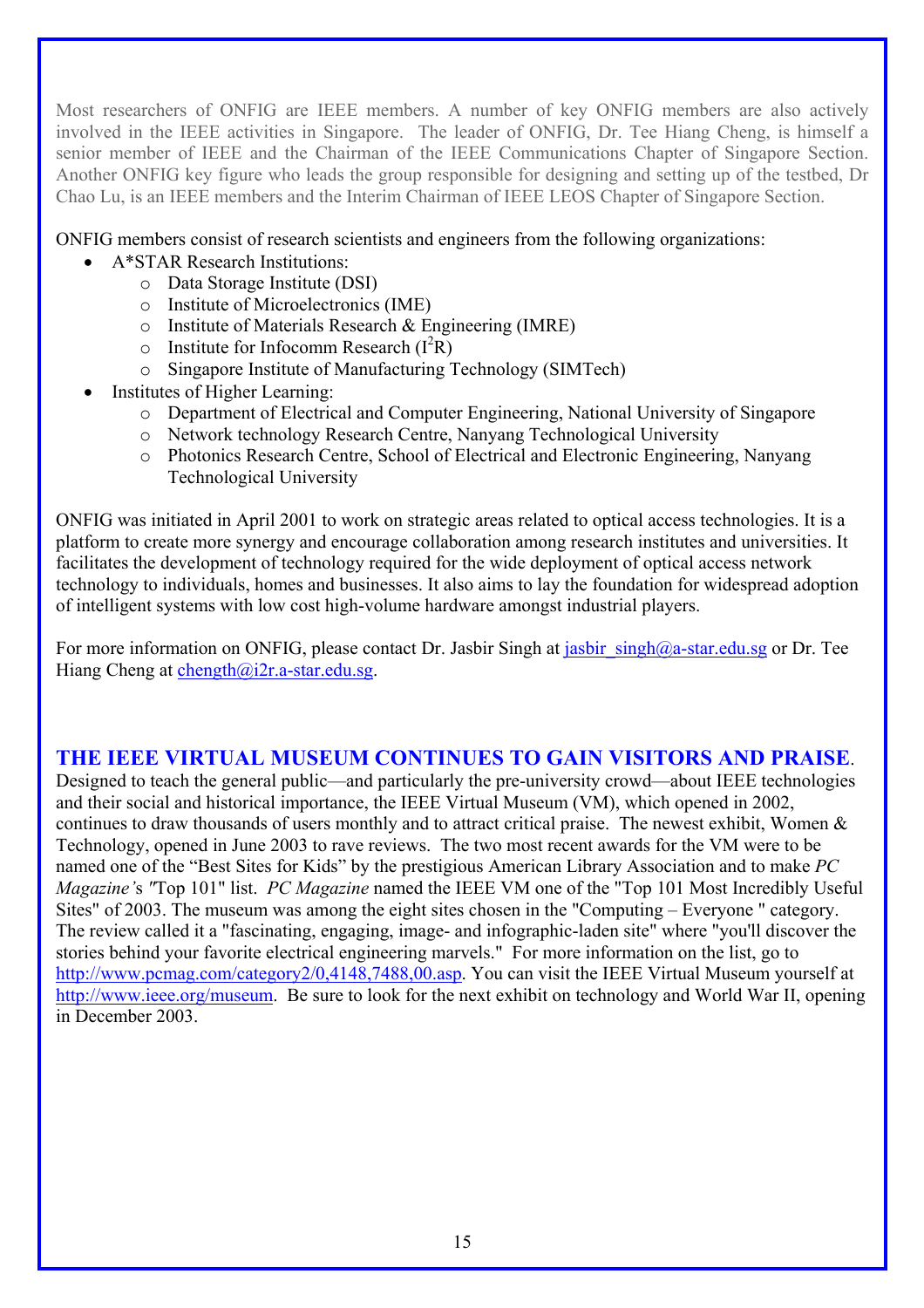Most researchers of ONFIG are IEEE members. A number of key ONFIG members are also actively involved in the IEEE activities in Singapore. The leader of ONFIG, Dr. Tee Hiang Cheng, is himself a senior member of IEEE and the Chairman of the IEEE Communications Chapter of Singapore Section. Another ONFIG key figure who leads the group responsible for designing and setting up of the testbed, Dr Chao Lu, is an IEEE members and the Interim Chairman of IEEE LEOS Chapter of Singapore Section.

ONFIG members consist of research scientists and engineers from the following organizations:

- A*STAR Research Institutions:
  - Data Storage Institute (DSI)
  - Institute of Microelectronics (IME)
  - Institute of Materials Research & Engineering (IMRE)
  - Institute for Infocomm Research ($I^2R$)
  - Singapore Institute of Manufacturing Technology (SIMTech)
- Institutes of Higher Learning:
  - Department of Electrical and Computer Engineering, National University of Singapore
  - Network technology Research Centre, Nanyang Technological University
  - Photonics Research Centre, School of Electrical and Electronic Engineering, Nanyang Technological University

ONFIG was initiated in April 2001 to work on strategic areas related to optical access technologies. It is a platform to create more synergy and encourage collaboration among research institutes and universities. It facilitates the development of technology required for the wide deployment of optical access network technology to individuals, homes and businesses. It also aims to lay the foundation for widespread adoption of intelligent systems with low cost high-volume hardware amongst industrial players.

For more information on ONFIG, please contact Dr. Jasbir Singh at jasbir_singh@a-star.edu.sg or Dr. Tee Hiang Cheng at chength@i2r.a-star.edu.sg.

## THE IEEE VIRTUAL MUSEUM CONTINUES TO GAIN VISITORS AND PRAISE.

Designed to teach the general public—and particularly the pre-university crowd—about IEEE technologies and their social and historical importance, the IEEE Virtual Museum (VM), which opened in 2002, continues to draw thousands of users monthly and to attract critical praise. The newest exhibit, Women & Technology, opened in June 2003 to rave reviews. The two most recent awards for the VM were to be named one of the "Best Sites for Kids" by the prestigious American Library Association and to make *PC Magazine*'s "Top 101" list. *PC Magazine* named the IEEE VM one of the "Top 101 Most Incredibly Useful Sites" of 2003. The museum was among the eight sites chosen in the "Computing – Everyone " category. The review called it a "fascinating, engaging, image- and infographic-laden site" where "you'll discover the stories behind your favorite electrical engineering marvels." For more information on the list, go to http://www.pcmag.com/category2/0,4148,7488,00.asp. You can visit the IEEE Virtual Museum yourself at http://www.ieee.org/museum. Be sure to look for the next exhibit on technology and World War II, opening in December 2003.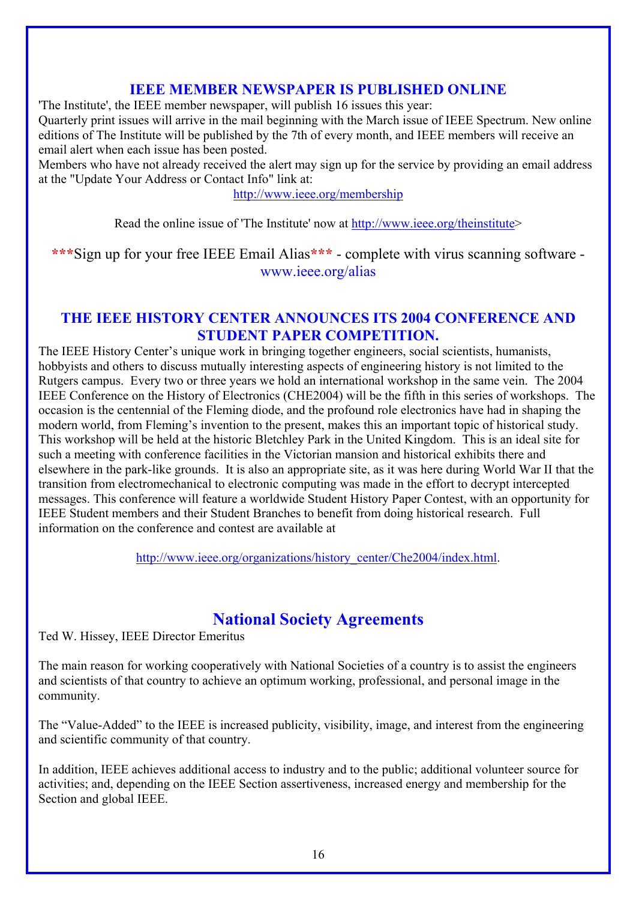## IEEE MEMBER NEWSPAPER IS PUBLISHED ONLINE

'The Institute', the IEEE member newspaper, will publish 16 issues this year:
Quarterly print issues will arrive in the mail beginning with the March issue of IEEE Spectrum. New online editions of The Institute will be published by the 7th of every month, and IEEE members will receive an email alert when each issue has been posted.
Members who have not already received the alert may sign up for the service by providing an email address at the "Update Your Address or Contact Info" link at:

http://www.ieee.org/membership

Read the online issue of 'The Institute' now at http://www.ieee.org/theinstitute>

***Sign up for your free IEEE Email Alias*** - complete with virus scanning software - www.ieee.org/alias

## THE IEEE HISTORY CENTER ANNOUNCES ITS 2004 CONFERENCE AND STUDENT PAPER COMPETITION.

The IEEE History Center's unique work in bringing together engineers, social scientists, humanists, hobbyists and others to discuss mutually interesting aspects of engineering history is not limited to the Rutgers campus. Every two or three years we hold an international workshop in the same vein. The 2004 IEEE Conference on the History of Electronics (CHE2004) will be the fifth in this series of workshops. The occasion is the centennial of the Fleming diode, and the profound role electronics have had in shaping the modern world, from Fleming's invention to the present, makes this an important topic of historical study. This workshop will be held at the historic Bletchley Park in the United Kingdom. This is an ideal site for such a meeting with conference facilities in the Victorian mansion and historical exhibits there and elsewhere in the park-like grounds. It is also an appropriate site, as it was here during World War II that the transition from electromechanical to electronic computing was made in the effort to decrypt intercepted messages. This conference will feature a worldwide Student History Paper Contest, with an opportunity for IEEE Student members and their Student Branches to benefit from doing historical research. Full information on the conference and contest are available at

http://www.ieee.org/organizations/history_center/Che2004/index.html.

## National Society Agreements

Ted W. Hissey, IEEE Director Emeritus

The main reason for working cooperatively with National Societies of a country is to assist the engineers and scientists of that country to achieve an optimum working, professional, and personal image in the community.

The "Value-Added" to the IEEE is increased publicity, visibility, image, and interest from the engineering and scientific community of that country.

In addition, IEEE achieves additional access to industry and to the public; additional volunteer source for activities; and, depending on the IEEE Section assertiveness, increased energy and membership for the Section and global IEEE.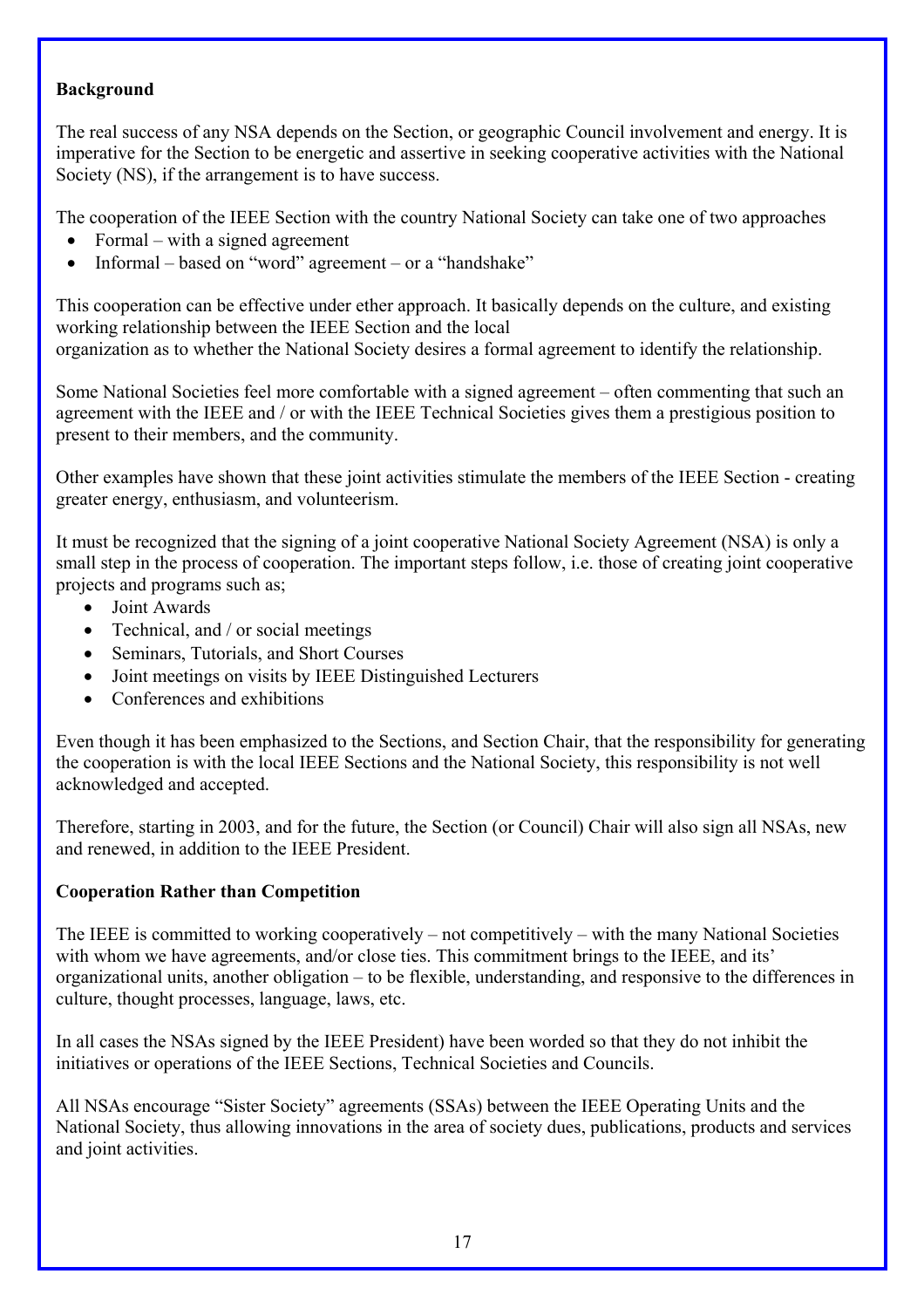**Background**

The real success of any NSA depends on the Section, or geographic Council involvement and energy. It is imperative for the Section to be energetic and assertive in seeking cooperative activities with the National Society (NS), if the arrangement is to have success.

The cooperation of the IEEE Section with the country National Society can take one of two approaches

- Formal – with a signed agreement
- Informal – based on "word" agreement – or a "handshake"

This cooperation can be effective under ether approach. It basically depends on the culture, and existing working relationship between the IEEE Section and the local organization as to whether the National Society desires a formal agreement to identify the relationship.

Some National Societies feel more comfortable with a signed agreement – often commenting that such an agreement with the IEEE and / or with the IEEE Technical Societies gives them a prestigious position to present to their members, and the community.

Other examples have shown that these joint activities stimulate the members of the IEEE Section - creating greater energy, enthusiasm, and volunteerism.

It must be recognized that the signing of a joint cooperative National Society Agreement (NSA) is only a small step in the process of cooperation. The important steps follow, i.e. those of creating joint cooperative projects and programs such as;

- Joint Awards
- Technical, and / or social meetings
- Seminars, Tutorials, and Short Courses
- Joint meetings on visits by IEEE Distinguished Lecturers
- Conferences and exhibitions

Even though it has been emphasized to the Sections, and Section Chair, that the responsibility for generating the cooperation is with the local IEEE Sections and the National Society, this responsibility is not well acknowledged and accepted.

Therefore, starting in 2003, and for the future, the Section (or Council) Chair will also sign all NSAs, new and renewed, in addition to the IEEE President.

**Cooperation Rather than Competition**

The IEEE is committed to working cooperatively – not competitively – with the many National Societies with whom we have agreements, and/or close ties. This commitment brings to the IEEE, and its' organizational units, another obligation – to be flexible, understanding, and responsive to the differences in culture, thought processes, language, laws, etc.

In all cases the NSAs signed by the IEEE President) have been worded so that they do not inhibit the initiatives or operations of the IEEE Sections, Technical Societies and Councils.

All NSAs encourage "Sister Society" agreements (SSAs) between the IEEE Operating Units and the National Society, thus allowing innovations in the area of society dues, publications, products and services and joint activities.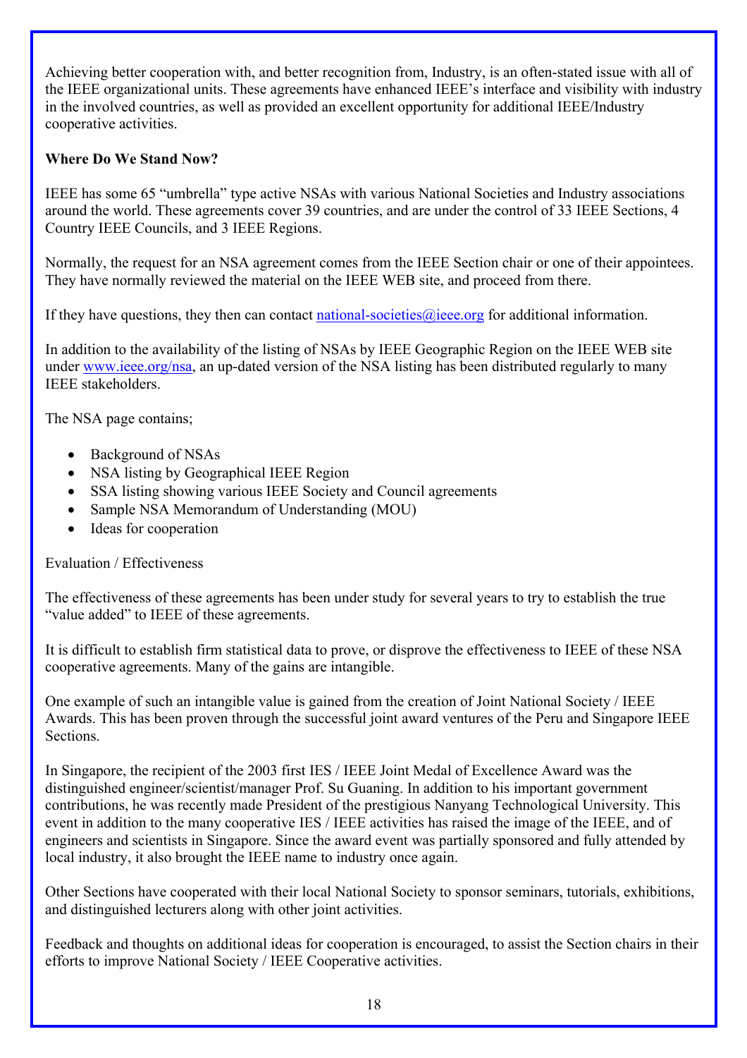Achieving better cooperation with, and better recognition from, Industry, is an often-stated issue with all of the IEEE organizational units. These agreements have enhanced IEEE's interface and visibility with industry in the involved countries, as well as provided an excellent opportunity for additional IEEE/Industry cooperative activities.

**Where Do We Stand Now?**

IEEE has some 65 "umbrella" type active NSAs with various National Societies and Industry associations around the world. These agreements cover 39 countries, and are under the control of 33 IEEE Sections, 4 Country IEEE Councils, and 3 IEEE Regions.

Normally, the request for an NSA agreement comes from the IEEE Section chair or one of their appointees. They have normally reviewed the material on the IEEE WEB site, and proceed from there.

If they have questions, they then can contact national-societies@ieee.org for additional information.

In addition to the availability of the listing of NSAs by IEEE Geographic Region on the IEEE WEB site under www.ieee.org/nsa, an up-dated version of the NSA listing has been distributed regularly to many IEEE stakeholders.

The NSA page contains;

- Background of NSAs
- NSA listing by Geographical IEEE Region
- SSA listing showing various IEEE Society and Council agreements
- Sample NSA Memorandum of Understanding (MOU)
- Ideas for cooperation

Evaluation / Effectiveness

The effectiveness of these agreements has been under study for several years to try to establish the true "value added" to IEEE of these agreements.

It is difficult to establish firm statistical data to prove, or disprove the effectiveness to IEEE of these NSA cooperative agreements. Many of the gains are intangible.

One example of such an intangible value is gained from the creation of Joint National Society / IEEE Awards. This has been proven through the successful joint award ventures of the Peru and Singapore IEEE Sections.

In Singapore, the recipient of the 2003 first IES / IEEE Joint Medal of Excellence Award was the distinguished engineer/scientist/manager Prof. Su Guaning. In addition to his important government contributions, he was recently made President of the prestigious Nanyang Technological University. This event in addition to the many cooperative IES / IEEE activities has raised the image of the IEEE, and of engineers and scientists in Singapore. Since the award event was partially sponsored and fully attended by local industry, it also brought the IEEE name to industry once again.

Other Sections have cooperated with their local National Society to sponsor seminars, tutorials, exhibitions, and distinguished lecturers along with other joint activities.

Feedback and thoughts on additional ideas for cooperation is encouraged, to assist the Section chairs in their efforts to improve National Society / IEEE Cooperative activities.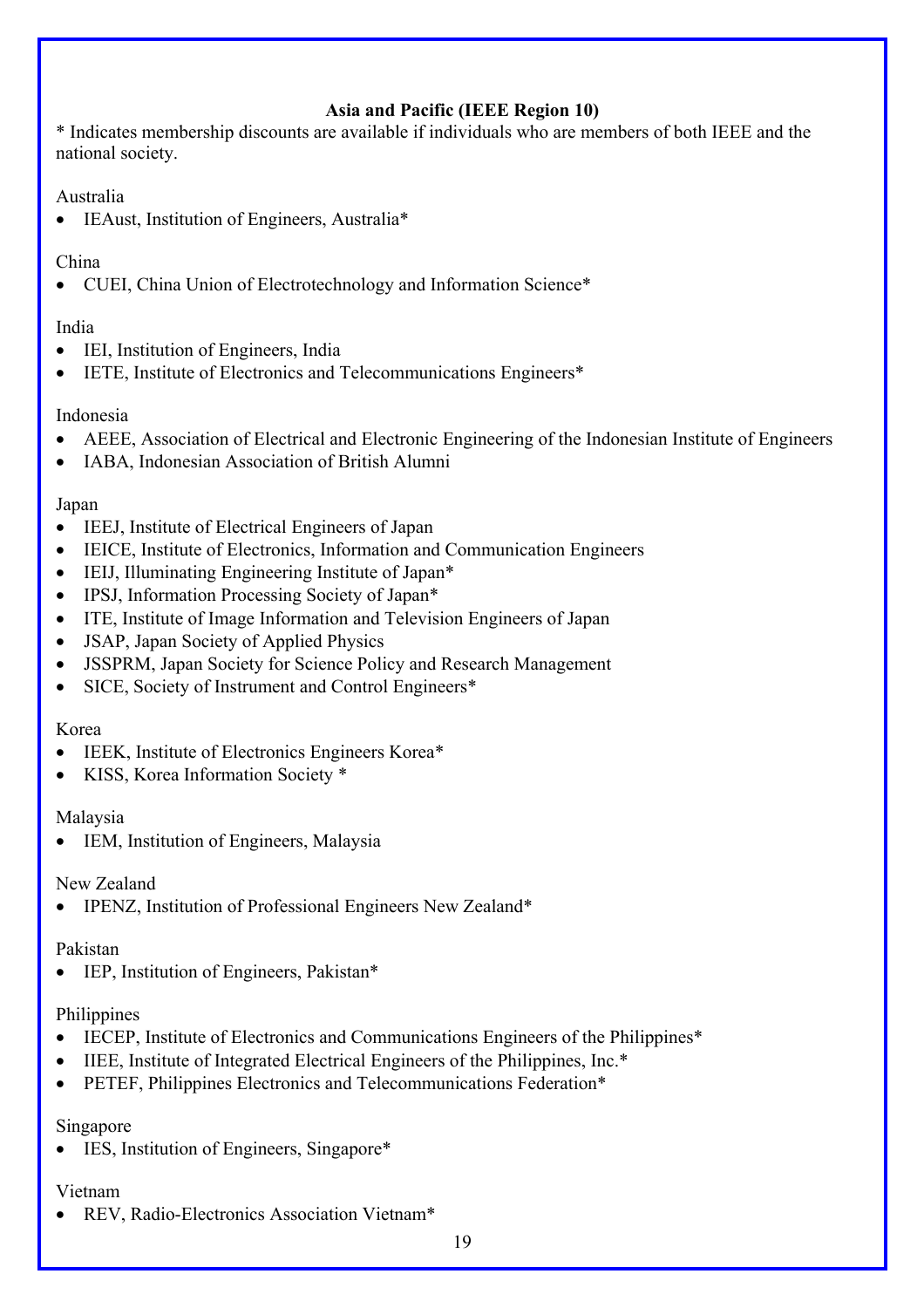## Asia and Pacific (IEEE Region 10)

* Indicates membership discounts are available if individuals who are members of both IEEE and the national society.

Australia

- IEAust, Institution of Engineers, Australia*

China

- CUEI, China Union of Electrotechnology and Information Science*

India

- IEI, Institution of Engineers, India
- IETE, Institute of Electronics and Telecommunications Engineers*

Indonesia

- AEEE, Association of Electrical and Electronic Engineering of the Indonesian Institute of Engineers
- IABA, Indonesian Association of British Alumni

Japan

- IEEJ, Institute of Electrical Engineers of Japan
- IEICE, Institute of Electronics, Information and Communication Engineers
- IEIJ, Illuminating Engineering Institute of Japan*
- IPSJ, Information Processing Society of Japan*
- ITE, Institute of Image Information and Television Engineers of Japan
- JSAP, Japan Society of Applied Physics
- JSSPRM, Japan Society for Science Policy and Research Management
- SICE, Society of Instrument and Control Engineers*

Korea

- IEEK, Institute of Electronics Engineers Korea*
- KISS, Korea Information Society *

Malaysia

- IEM, Institution of Engineers, Malaysia

New Zealand

- IPENZ, Institution of Professional Engineers New Zealand*

Pakistan

- IEP, Institution of Engineers, Pakistan*

Philippines

- IECEP, Institute of Electronics and Communications Engineers of the Philippines*
- IIEE, Institute of Integrated Electrical Engineers of the Philippines, Inc.*
- PETEF, Philippines Electronics and Telecommunications Federation*

Singapore

- IES, Institution of Engineers, Singapore*

Vietnam

- REV, Radio-Electronics Association Vietnam*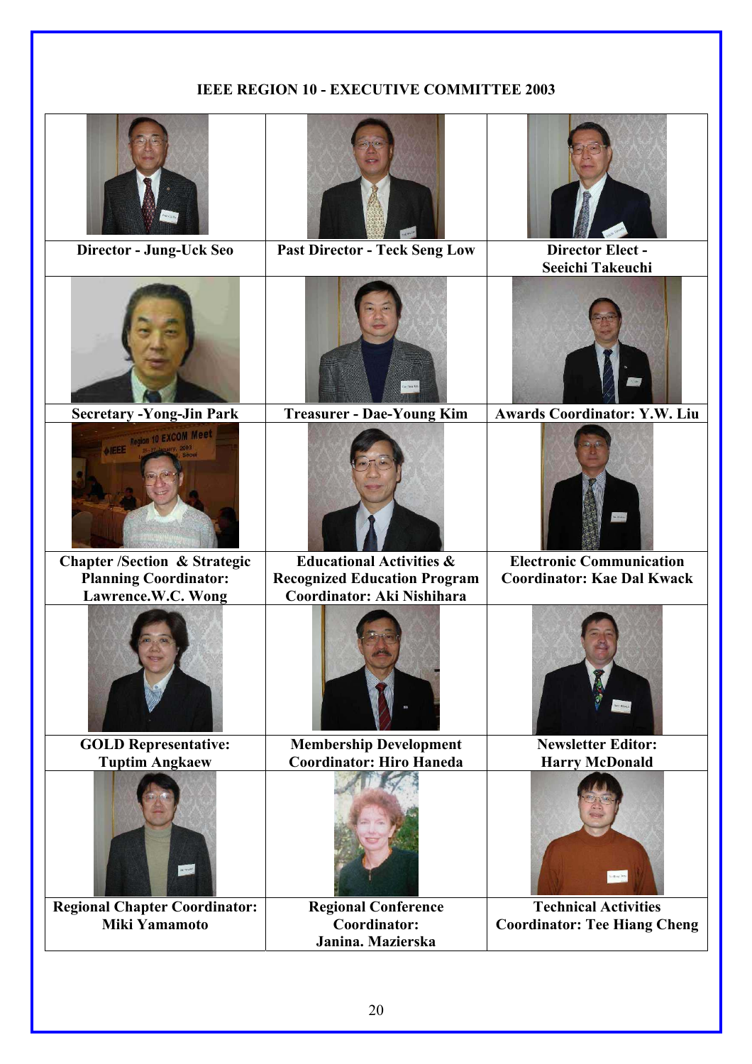## IEEE REGION 10 - EXECUTIVE COMMITTEE 2003

| | | |
|---|---|---|
| **Director - Jung-Uck Seo** | **Past Director - Teck Seng Low** | **Director Elect - Seeichi Takeuchi** |
| **Secretary -Yong-Jin Park** | **Treasurer - Dae-Young Kim** | **Awards Coordinator: Y.W. Liu** |
| **Chapter /Section & Strategic Planning Coordinator: Lawrence.W.C. Wong** | **Educational Activities & Recognized Education Program Coordinator: Aki Nishihara** | **Electronic Communication Coordinator: Kae Dal Kwack** |
| **GOLD Representative: Tuptim Angkaew** | **Membership Development Coordinator: Hiro Haneda** | **Newsletter Editor: Harry McDonald** |
| **Regional Chapter Coordinator: Miki Yamamoto** | **Regional Conference Coordinator: Janina. Mazierska** | **Technical Activities Coordinator: Tee Hiang Cheng** |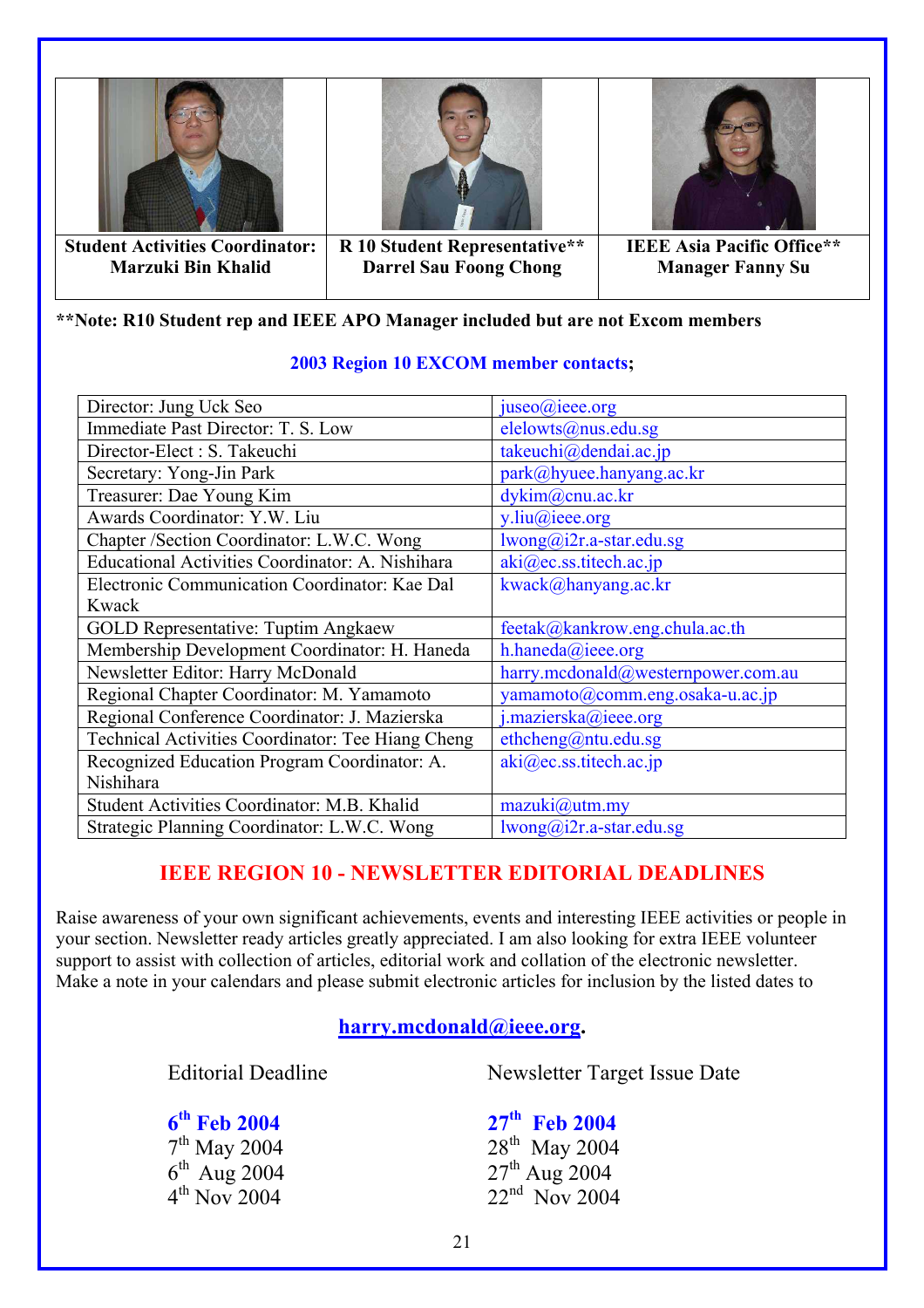| Student Activities Coordinator: Marzuki Bin Khalid | R 10 Student Representative** Darrel Sau Foong Chong | IEEE Asia Pacific Office** Manager Fanny Su |
|---|---|---|

**\*\*Note: R10 Student rep and IEEE APO Manager included but are not Excom members**

**2003 Region 10 EXCOM member contacts;**

| | |
|---|---|
| Director: Jung Uck Seo | juseo@ieee.org |
| Immediate Past Director: T. S. Low | elelowts@nus.edu.sg |
| Director-Elect : S. Takeuchi | takeuchi@dendai.ac.jp |
| Secretary: Yong-Jin Park | park@hyuee.hanyang.ac.kr |
| Treasurer: Dae Young Kim | dykim@cnu.ac.kr |
| Awards Coordinator: Y.W. Liu | y.liu@ieee.org |
| Chapter /Section Coordinator: L.W.C. Wong | lwong@i2r.a-star.edu.sg |
| Educational Activities Coordinator: A. Nishihara | aki@ec.ss.titech.ac.jp |
| Electronic Communication Coordinator: Kae Dal Kwack | kwack@hanyang.ac.kr |
| GOLD Representative: Tuptim Angkaew | feetak@kankrow.eng.chula.ac.th |
| Membership Development Coordinator: H. Haneda | h.haneda@ieee.org |
| Newsletter Editor: Harry McDonald | harry.mcdonald@westernpower.com.au |
| Regional Chapter Coordinator: M. Yamamoto | yamamoto@comm.eng.osaka-u.ac.jp |
| Regional Conference Coordinator: J. Mazierska | j.mazierska@ieee.org |
| Technical Activities Coordinator: Tee Hiang Cheng | ethcheng@ntu.edu.sg |
| Recognized Education Program Coordinator: A. Nishihara | aki@ec.ss.titech.ac.jp |
| Student Activities Coordinator: M.B. Khalid | mazuki@utm.my |
| Strategic Planning Coordinator: L.W.C. Wong | lwong@i2r.a-star.edu.sg |

## IEEE REGION 10 - NEWSLETTER EDITORIAL DEADLINES

Raise awareness of your own significant achievements, events and interesting IEEE activities or people in your section. Newsletter ready articles greatly appreciated. I am also looking for extra IEEE volunteer support to assist with collection of articles, editorial work and collation of the electronic newsletter. Make a note in your calendars and please submit electronic articles for inclusion by the listed dates to

**harry.mcdonald@ieee.org.**

| Editorial Deadline | Newsletter Target Issue Date |
|---|---|
| **6th Feb 2004** | **27th Feb 2004** |
| 7th May 2004 | 28th May 2004 |
| 6th Aug 2004 | 27th Aug 2004 |
| 4th Nov 2004 | 22nd Nov 2004 |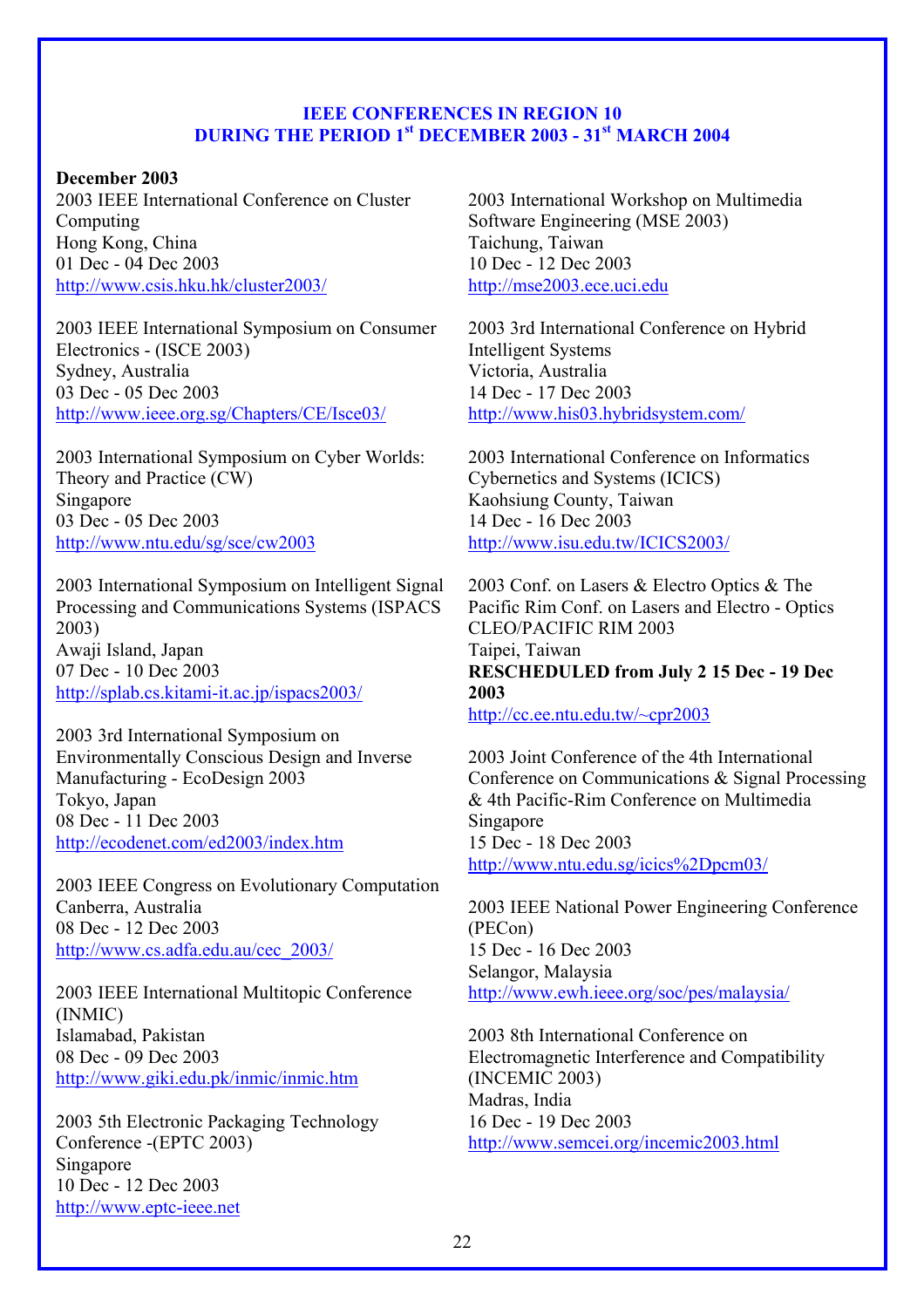## IEEE CONFERENCES IN REGION 10
## DURING THE PERIOD 1st DECEMBER 2003 - 31st MARCH 2004

**December 2003**

2003 IEEE International Conference on Cluster Computing
Hong Kong, China
01 Dec - 04 Dec 2003
http://www.csis.hku.hk/cluster2003/

2003 IEEE International Symposium on Consumer Electronics - (ISCE 2003)
Sydney, Australia
03 Dec - 05 Dec 2003
http://www.ieee.org.sg/Chapters/CE/Isce03/

2003 International Symposium on Cyber Worlds: Theory and Practice (CW)
Singapore
03 Dec - 05 Dec 2003
http://www.ntu.edu/sg/sce/cw2003

2003 International Symposium on Intelligent Signal Processing and Communications Systems (ISPACS 2003)
Awaji Island, Japan
07 Dec - 10 Dec 2003
http://splab.cs.kitami-it.ac.jp/ispacs2003/

2003 3rd International Symposium on Environmentally Conscious Design and Inverse Manufacturing - EcoDesign 2003
Tokyo, Japan
08 Dec - 11 Dec 2003
http://ecodenet.com/ed2003/index.htm

2003 IEEE Congress on Evolutionary Computation
Canberra, Australia
08 Dec - 12 Dec 2003
http://www.cs.adfa.edu.au/cec_2003/

2003 IEEE International Multitopic Conference (INMIC)
Islamabad, Pakistan
08 Dec - 09 Dec 2003
http://www.giki.edu.pk/inmic/inmic.htm

2003 5th Electronic Packaging Technology Conference -(EPTC 2003)
Singapore
10 Dec - 12 Dec 2003
http://www.eptc-ieee.net

2003 International Workshop on Multimedia Software Engineering (MSE 2003)
Taichung, Taiwan
10 Dec - 12 Dec 2003
http://mse2003.ece.uci.edu

2003 3rd International Conference on Hybrid Intelligent Systems
Victoria, Australia
14 Dec - 17 Dec 2003
http://www.his03.hybridsystem.com/

2003 International Conference on Informatics Cybernetics and Systems (ICICS)
Kaohsiung County, Taiwan
14 Dec - 16 Dec 2003
http://www.isu.edu.tw/ICICS2003/

2003 Conf. on Lasers & Electro Optics & The Pacific Rim Conf. on Lasers and Electro - Optics CLEO/PACIFIC RIM 2003
Taipei, Taiwan
**RESCHEDULED from July 2 15 Dec - 19 Dec 2003**
http://cc.ee.ntu.edu.tw/~cpr2003

2003 Joint Conference of the 4th International Conference on Communications & Signal Processing & 4th Pacific-Rim Conference on Multimedia
Singapore
15 Dec - 18 Dec 2003
http://www.ntu.edu.sg/icics%2Dpcm03/

2003 IEEE National Power Engineering Conference (PECon)
15 Dec - 16 Dec 2003
Selangor, Malaysia
http://www.ewh.ieee.org/soc/pes/malaysia/

2003 8th International Conference on Electromagnetic Interference and Compatibility (INCEMIC 2003)
Madras, India
16 Dec - 19 Dec 2003
http://www.semcei.org/incemic2003.html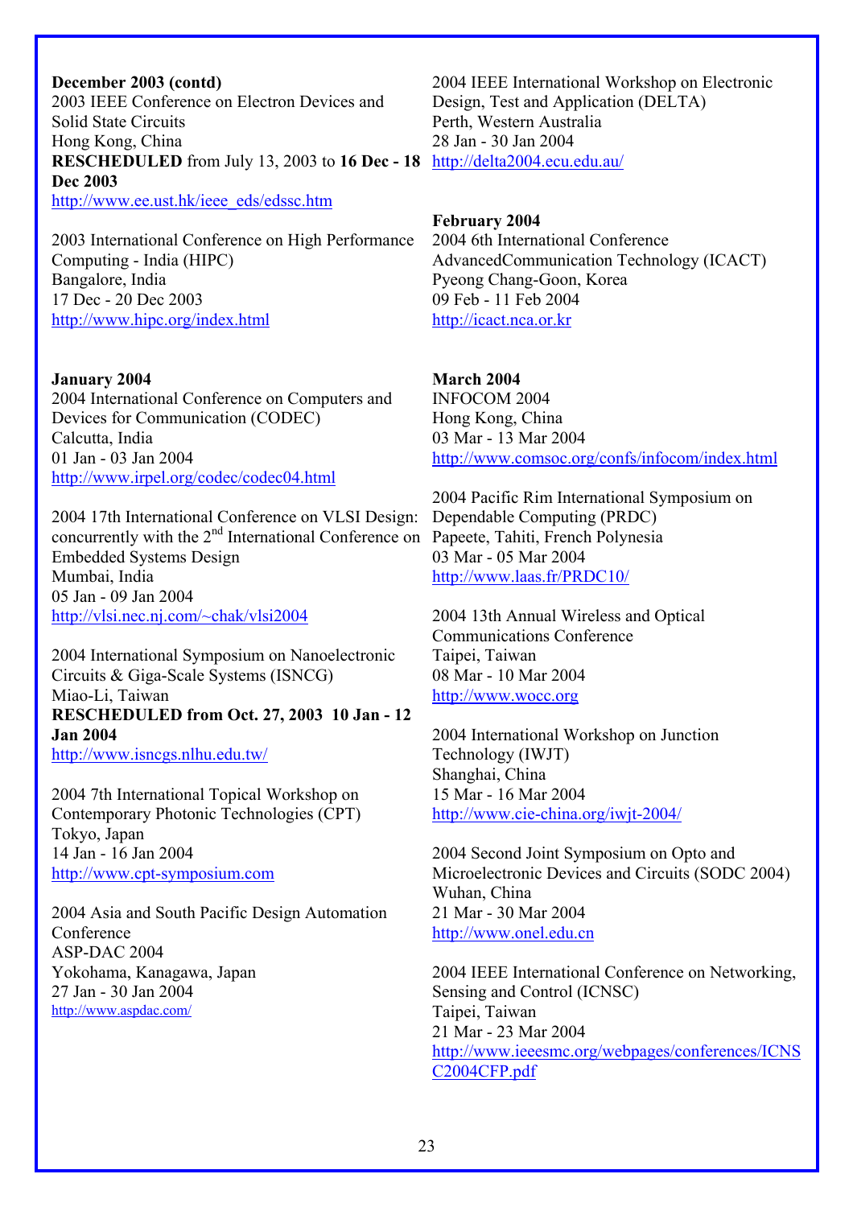**December 2003 (contd)**

2003 IEEE Conference on Electron Devices and Solid State Circuits
Hong Kong, China
**RESCHEDULED** from July 13, 2003 to **16 Dec - 18 Dec 2003**
http://www.ee.ust.hk/ieee_eds/edssc.htm

2003 International Conference on High Performance Computing - India (HIPC)
Bangalore, India
17 Dec - 20 Dec 2003
http://www.hipc.org/index.html

**January 2004**

2004 International Conference on Computers and Devices for Communication (CODEC)
Calcutta, India
01 Jan - 03 Jan 2004
http://www.irpel.org/codec/codec04.html

2004 17th International Conference on VLSI Design: concurrently with the 2nd International Conference on Embedded Systems Design
Mumbai, India
05 Jan - 09 Jan 2004
http://vlsi.nec.nj.com/~chak/vlsi2004

2004 International Symposium on Nanoelectronic Circuits & Giga-Scale Systems (ISNCG)
Miao-Li, Taiwan
**RESCHEDULED from Oct. 27, 2003 10 Jan - 12 Jan 2004**
http://www.isncgs.nlhu.edu.tw/

2004 7th International Topical Workshop on Contemporary Photonic Technologies (CPT)
Tokyo, Japan
14 Jan - 16 Jan 2004
http://www.cpt-symposium.com

2004 Asia and South Pacific Design Automation Conference
ASP-DAC 2004
Yokohama, Kanagawa, Japan
27 Jan - 30 Jan 2004
http://www.aspdac.com/

2004 IEEE International Workshop on Electronic Design, Test and Application (DELTA)
Perth, Western Australia
28 Jan - 30 Jan 2004
http://delta2004.ecu.edu.au/

**February 2004**

2004 6th International Conference AdvancedCommunication Technology (ICACT)
Pyeong Chang-Goon, Korea
09 Feb - 11 Feb 2004
http://icact.nca.or.kr

**March 2004**

INFOCOM 2004
Hong Kong, China
03 Mar - 13 Mar 2004
http://www.comsoc.org/confs/infocom/index.html

2004 Pacific Rim International Symposium on Dependable Computing (PRDC)
Papeete, Tahiti, French Polynesia
03 Mar - 05 Mar 2004
http://www.laas.fr/PRDC10/

2004 13th Annual Wireless and Optical Communications Conference
Taipei, Taiwan
08 Mar - 10 Mar 2004
http://www.wocc.org

2004 International Workshop on Junction Technology (IWJT)
Shanghai, China
15 Mar - 16 Mar 2004
http://www.cie-china.org/iwjt-2004/

2004 Second Joint Symposium on Opto and Microelectronic Devices and Circuits (SODC 2004)
Wuhan, China
21 Mar - 30 Mar 2004
http://www.onel.edu.cn

2004 IEEE International Conference on Networking, Sensing and Control (ICNSC)
Taipei, Taiwan
21 Mar - 23 Mar 2004
http://www.ieeesmc.org/webpages/conferences/ICNSC2004CFP.pdf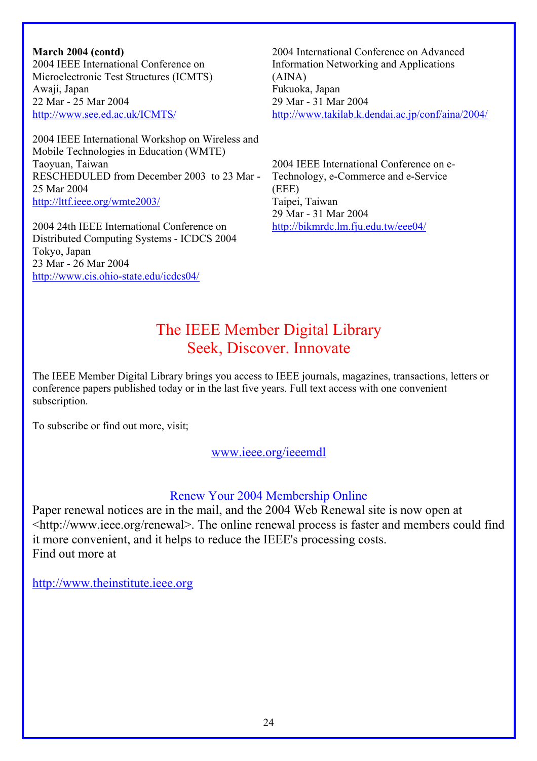**March 2004 (contd)**

2004 IEEE International Conference on Microelectronic Test Structures (ICMTS)
Awaji, Japan
22 Mar - 25 Mar 2004
http://www.see.ed.ac.uk/ICMTS/

2004 IEEE International Workshop on Wireless and Mobile Technologies in Education (WMTE)
Taoyuan, Taiwan
RESCHEDULED from December 2003 to 23 Mar - 25 Mar 2004
http://lttf.ieee.org/wmte2003/

2004 24th IEEE International Conference on Distributed Computing Systems - ICDCS 2004
Tokyo, Japan
23 Mar - 26 Mar 2004
http://www.cis.ohio-state.edu/icdcs04/

2004 International Conference on Advanced Information Networking and Applications (AINA)
Fukuoka, Japan
29 Mar - 31 Mar 2004
http://www.takilab.k.dendai.ac.jp/conf/aina/2004/

2004 IEEE International Conference on e-Technology, e-Commerce and e-Service (EEE)
Taipei, Taiwan
29 Mar - 31 Mar 2004
http://bikmrdc.lm.fju.edu.tw/eee04/

## The IEEE Member Digital Library
## Seek, Discover. Innovate

The IEEE Member Digital Library brings you access to IEEE journals, magazines, transactions, letters or conference papers published today or in the last five years. Full text access with one convenient subscription.

To subscribe or find out more, visit;

www.ieee.org/ieeemdl

### Renew Your 2004 Membership Online

Paper renewal notices are in the mail, and the 2004 Web Renewal site is now open at <http://www.ieee.org/renewal>. The online renewal process is faster and members could find it more convenient, and it helps to reduce the IEEE's processing costs.
Find out more at

http://www.theinstitute.ieee.org